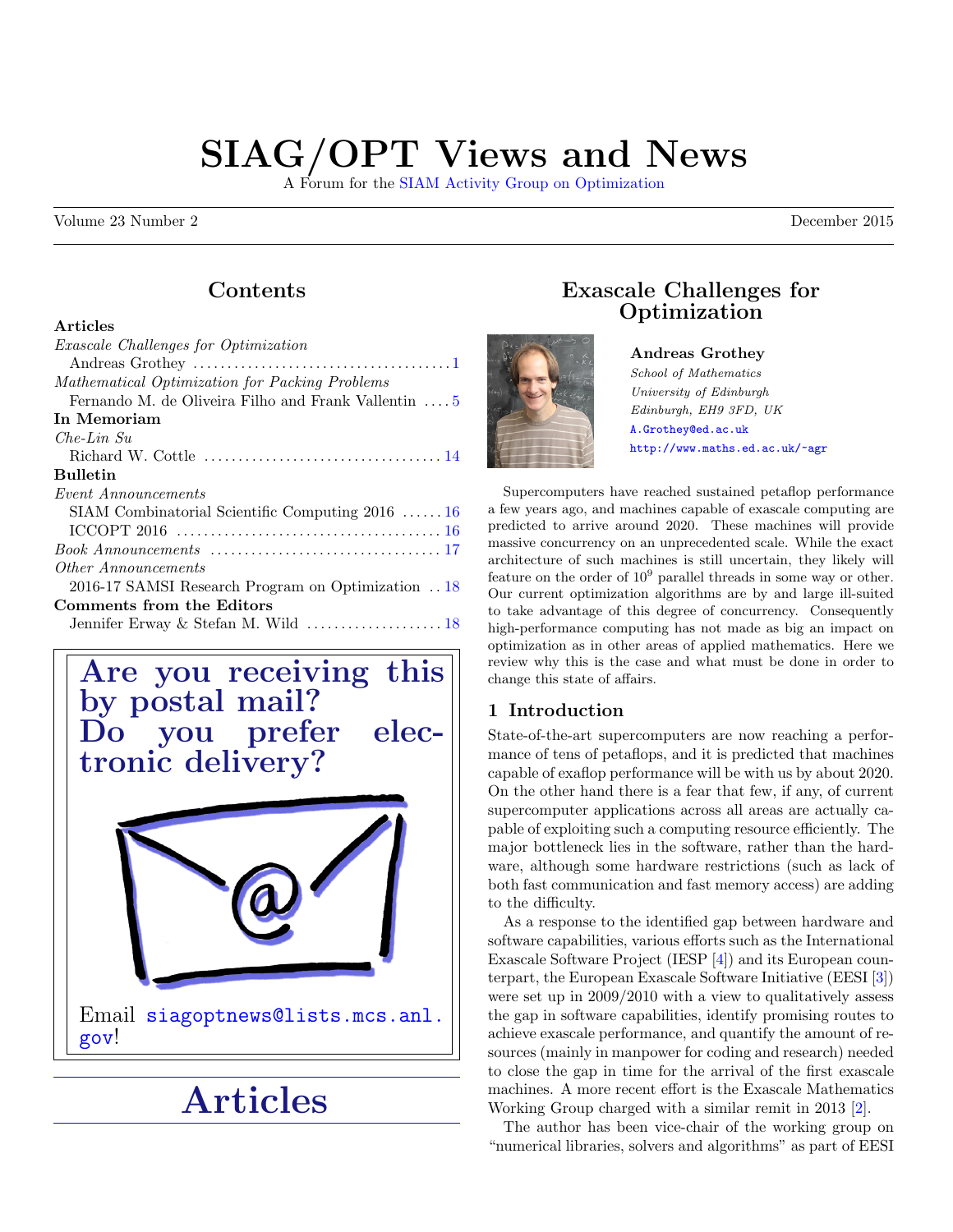# SIAG/OPT Views and News

A Forum for the SIAM Activity Group on Optimization

Volume 23 Number 2 December 2015

## Contents

**Articles**

*Exascale Challenges for Optimization*
Andreas Grothey ........ 1

*Mathematical Optimization for Packing Problems*
Fernando M. de Oliveira Filho and Frank Vallentin ........ 5

**In Memoriam**

*Che-Lin Su*
Richard W. Cottle ........ 14

**Bulletin**

*Event Announcements*
SIAM Combinatorial Scientific Computing 2016 ........ 16
ICCOPT 2016 ........ 16

*Book Announcements* ........ 17

*Other Announcements*
2016-17 SAMSI Research Program on Optimization ........ 18

**Comments from the Editors**
Jennifer Erway & Stefan M. Wild ........ 18

**Are you receiving this by postal mail? Do you prefer electronic delivery?**

Email siagoptnews@lists.mcs.anl.gov!

# Articles

## Exascale Challenges for Optimization

**Andreas Grothey**
*School of Mathematics*
*University of Edinburgh*
*Edinburgh, EH9 3FD, UK*
A.Grothey@ed.ac.uk
http://www.maths.ed.ac.uk/~agr

Supercomputers have reached sustained petaflop performance a few years ago, and machines capable of exascale computing are predicted to arrive around 2020. These machines will provide massive concurrency on an unprecedented scale. While the exact architecture of such machines is still uncertain, they likely will feature on the order of $10^9$ parallel threads in some way or other. Our current optimization algorithms are by and large ill-suited to take advantage of this degree of concurrency. Consequently high-performance computing has not made as big an impact on optimization as in other areas of applied mathematics. Here we review why this is the case and what must be done in order to change this state of affairs.

### 1 Introduction

State-of-the-art supercomputers are now reaching a performance of tens of petaflops, and it is predicted that machines capable of exaflop performance will be with us by about 2020. On the other hand there is a fear that few, if any, of current supercomputer applications across all areas are actually capable of exploiting such a computing resource efficiently. The major bottleneck lies in the software, rather than the hardware, although some hardware restrictions (such as lack of both fast communication and fast memory access) are adding to the difficulty.

As a response to the identified gap between hardware and software capabilities, various efforts such as the International Exascale Software Project (IESP [4]) and its European counterpart, the European Exascale Software Initiative (EESI [3]) were set up in 2009/2010 with a view to qualitatively assess the gap in software capabilities, identify promising routes to achieve exascale performance, and quantify the amount of resources (mainly in manpower for coding and research) needed to close the gap in time for the arrival of the first exascale machines. A more recent effort is the Exascale Mathematics Working Group charged with a similar remit in 2013 [2].

The author has been vice-chair of the working group on "numerical libraries, solvers and algorithms" as part of EESI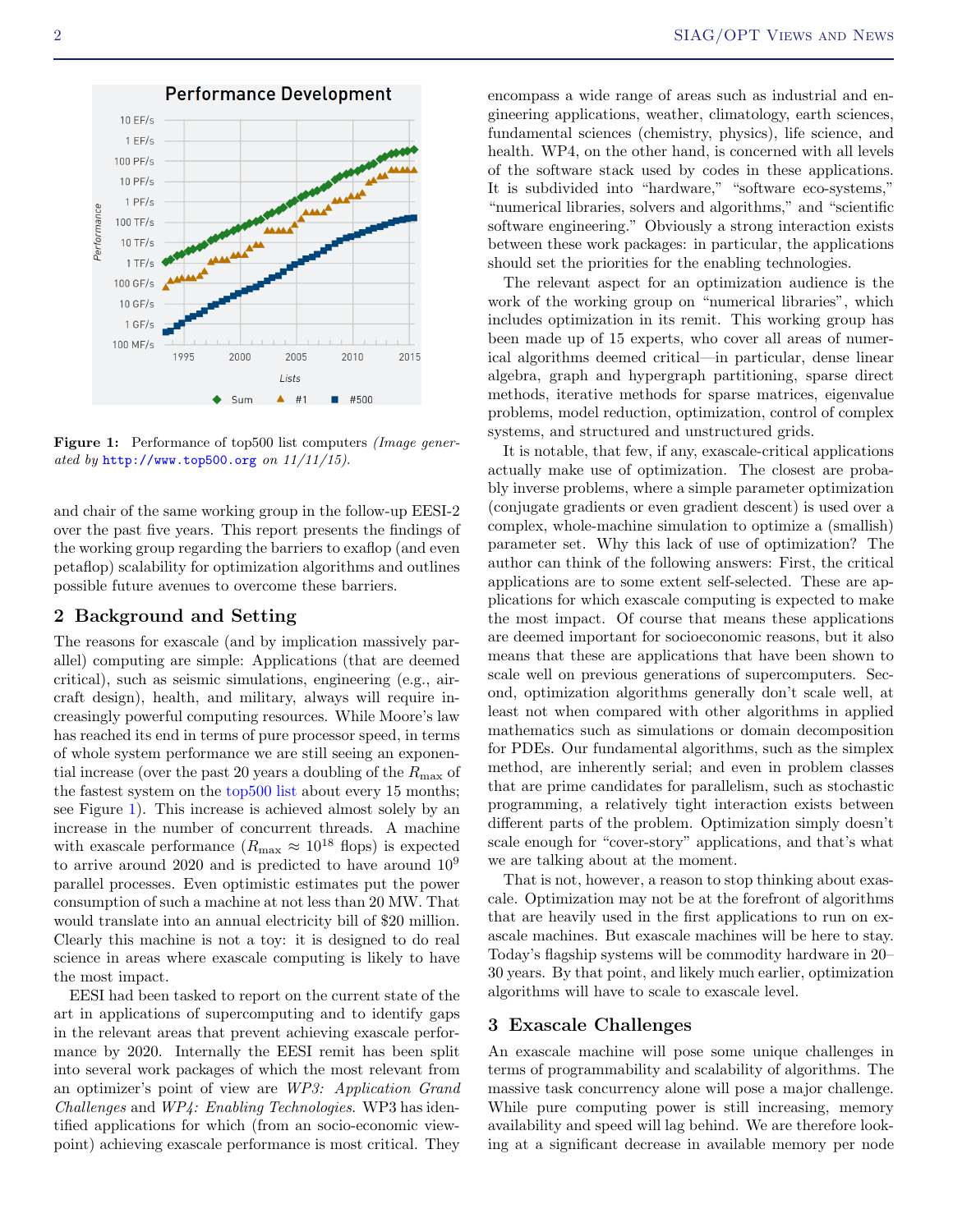**Figure 1:** Performance of top500 list computers *(Image generated by http://www.top500.org on 11/11/15).*

and chair of the same working group in the follow-up EESI-2 over the past five years. This report presents the findings of the working group regarding the barriers to exaflop (and even petaflop) scalability for optimization algorithms and outlines possible future avenues to overcome these barriers.

## 2 Background and Setting

The reasons for exascale (and by implication massively parallel) computing are simple: Applications (that are deemed critical), such as seismic simulations, engineering (e.g., aircraft design), health, and military, always will require increasingly powerful computing resources. While Moore's law has reached its end in terms of pure processor speed, in terms of whole system performance we are still seeing an exponential increase (over the past 20 years a doubling of the $R_{\max}$ of the fastest system on the top500 list about every 15 months; see Figure 1). This increase is achieved almost solely by an increase in the number of concurrent threads. A machine with exascale performance ($R_{\max} \approx 10^{18}$ flops) is expected to arrive around 2020 and is predicted to have around $10^9$ parallel processes. Even optimistic estimates put the power consumption of such a machine at not less than 20 MW. That would translate into an annual electricity bill of $20 million. Clearly this machine is not a toy: it is designed to do real science in areas where exascale computing is likely to have the most impact.

EESI had been tasked to report on the current state of the art in applications of supercomputing and to identify gaps in the relevant areas that prevent achieving exascale performance by 2020. Internally the EESI remit has been split into several work packages of which the most relevant from an optimizer's point of view are *WP3: Application Grand Challenges* and *WP4: Enabling Technologies*. WP3 has identified applications for which (from an socio-economic viewpoint) achieving exascale performance is most critical. They encompass a wide range of areas such as industrial and engineering applications, weather, climatology, earth sciences, fundamental sciences (chemistry, physics), life science, and health. WP4, on the other hand, is concerned with all levels of the software stack used by codes in these applications. It is subdivided into "hardware," "software eco-systems," "numerical libraries, solvers and algorithms," and "scientific software engineering." Obviously a strong interaction exists between these work packages: in particular, the applications should set the priorities for the enabling technologies.

The relevant aspect for an optimization audience is the work of the working group on "numerical libraries", which includes optimization in its remit. This working group has been made up of 15 experts, who cover all areas of numerical algorithms deemed critical—in particular, dense linear algebra, graph and hypergraph partitioning, sparse direct methods, iterative methods for sparse matrices, eigenvalue problems, model reduction, optimization, control of complex systems, and structured and unstructured grids.

It is notable, that few, if any, exascale-critical applications actually make use of optimization. The closest are probably inverse problems, where a simple parameter optimization (conjugate gradients or even gradient descent) is used over a complex, whole-machine simulation to optimize a (smallish) parameter set. Why this lack of use of optimization? The author can think of the following answers: First, the critical applications are to some extent self-selected. These are applications for which exascale computing is expected to make the most impact. Of course that means these applications are deemed important for socioeconomic reasons, but it also means that these are applications that have been shown to scale well on previous generations of supercomputers. Second, optimization algorithms generally don't scale well, at least not when compared with other algorithms in applied mathematics such as simulations or domain decomposition for PDEs. Our fundamental algorithms, such as the simplex method, are inherently serial; and even in problem classes that are prime candidates for parallelism, such as stochastic programming, a relatively tight interaction exists between different parts of the problem. Optimization simply doesn't scale enough for "cover-story" applications, and that's what we are talking about at the moment.

That is not, however, a reason to stop thinking about exascale. Optimization may not be at the forefront of algorithms that are heavily used in the first applications to run on exascale machines. But exascale machines will be here to stay. Today's flagship systems will be commodity hardware in 20–30 years. By that point, and likely much earlier, optimization algorithms will have to scale to exascale level.

## 3 Exascale Challenges

An exascale machine will pose some unique challenges in terms of programmability and scalability of algorithms. The massive task concurrency alone will pose a major challenge. While pure computing power is still increasing, memory availability and speed will lag behind. We are therefore looking at a significant decrease in available memory per node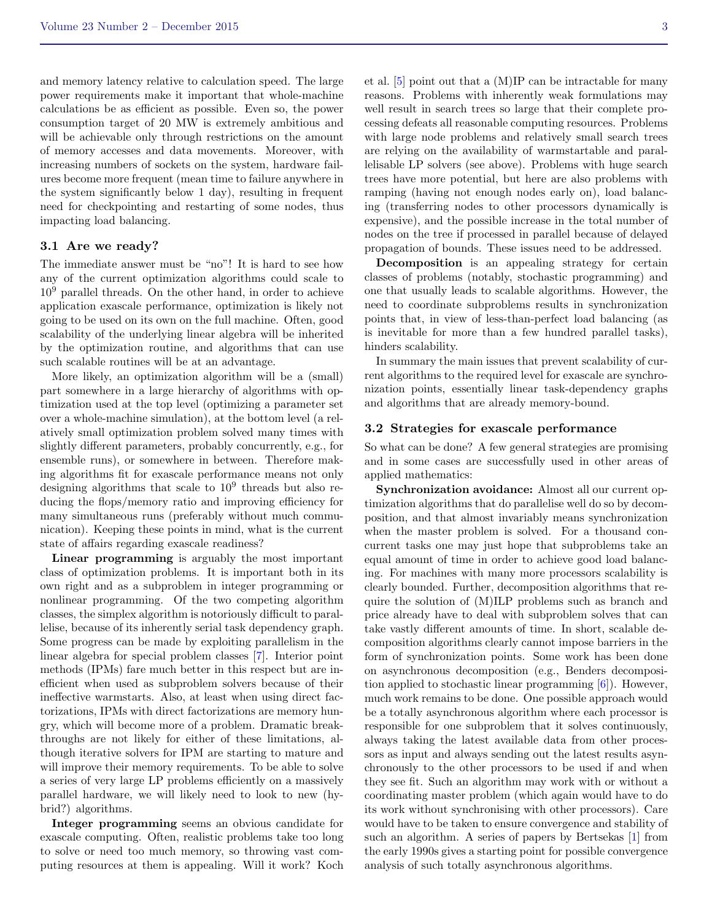and memory latency relative to calculation speed. The large power requirements make it important that whole-machine calculations be as efficient as possible. Even so, the power consumption target of 20 MW is extremely ambitious and will be achievable only through restrictions on the amount of memory accesses and data movements. Moreover, with increasing numbers of sockets on the system, hardware failures become more frequent (mean time to failure anywhere in the system significantly below 1 day), resulting in frequent need for checkpointing and restarting of some nodes, thus impacting load balancing.

### 3.1 Are we ready?

The immediate answer must be "no"! It is hard to see how any of the current optimization algorithms could scale to $10^9$ parallel threads. On the other hand, in order to achieve application exascale performance, optimization is likely not going to be used on its own on the full machine. Often, good scalability of the underlying linear algebra will be inherited by the optimization routine, and algorithms that can use such scalable routines will be at an advantage.

More likely, an optimization algorithm will be a (small) part somewhere in a large hierarchy of algorithms with optimization used at the top level (optimizing a parameter set over a whole-machine simulation), at the bottom level (a relatively small optimization problem solved many times with slightly different parameters, probably concurrently, e.g., for ensemble runs), or somewhere in between. Therefore making algorithms fit for exascale performance means not only designing algorithms that scale to $10^9$ threads but also reducing the flops/memory ratio and improving efficiency for many simultaneous runs (preferably without much communication). Keeping these points in mind, what is the current state of affairs regarding exascale readiness?

**Linear programming** is arguably the most important class of optimization problems. It is important both in its own right and as a subproblem in integer programming or nonlinear programming. Of the two competing algorithm classes, the simplex algorithm is notoriously difficult to parallelise, because of its inherently serial task dependency graph. Some progress can be made by exploiting parallelism in the linear algebra for special problem classes [7]. Interior point methods (IPMs) fare much better in this respect but are inefficient when used as subproblem solvers because of their ineffective warmstarts. Also, at least when using direct factorizations, IPMs with direct factorizations are memory hungry, which will become more of a problem. Dramatic breakthroughs are not likely for either of these limitations, although iterative solvers for IPM are starting to mature and will improve their memory requirements. To be able to solve a series of very large LP problems efficiently on a massively parallel hardware, we will likely need to look to new (hybrid?) algorithms.

**Integer programming** seems an obvious candidate for exascale computing. Often, realistic problems take too long to solve or need too much memory, so throwing vast computing resources at them is appealing. Will it work? Koch et al. [5] point out that a (M)IP can be intractable for many reasons. Problems with inherently weak formulations may well result in search trees so large that their complete processing defeats all reasonable computing resources. Problems with large node problems and relatively small search trees are relying on the availability of warmstartable and parallelisable LP solvers (see above). Problems with huge search trees have more potential, but here are also problems with ramping (having not enough nodes early on), load balancing (transferring nodes to other processors dynamically is expensive), and the possible increase in the total number of nodes on the tree if processed in parallel because of delayed propagation of bounds. These issues need to be addressed.

**Decomposition** is an appealing strategy for certain classes of problems (notably, stochastic programming) and one that usually leads to scalable algorithms. However, the need to coordinate subproblems results in synchronization points that, in view of less-than-perfect load balancing (as is inevitable for more than a few hundred parallel tasks), hinders scalability.

In summary the main issues that prevent scalability of current algorithms to the required level for exascale are synchronization points, essentially linear task-dependency graphs and algorithms that are already memory-bound.

### 3.2 Strategies for exascale performance

So what can be done? A few general strategies are promising and in some cases are successfully used in other areas of applied mathematics:

**Synchronization avoidance:** Almost all our current optimization algorithms that do parallelise well do so by decomposition, and that almost invariably means synchronization when the master problem is solved. For a thousand concurrent tasks one may just hope that subproblems take an equal amount of time in order to achieve good load balancing. For machines with many more processors scalability is clearly bounded. Further, decomposition algorithms that require the solution of (M)ILP problems such as branch and price already have to deal with subproblem solves that can take vastly different amounts of time. In short, scalable decomposition algorithms clearly cannot impose barriers in the form of synchronization points. Some work has been done on asynchronous decomposition (e.g., Benders decomposition applied to stochastic linear programming [6]). However, much work remains to be done. One possible approach would be a totally asynchronous algorithm where each processor is responsible for one subproblem that it solves continuously, always taking the latest available data from other processors as input and always sending out the latest results asynchronously to the other processors to be used if and when they see fit. Such an algorithm may work with or without a coordinating master problem (which again would have to do its work without synchronising with other processors). Care would have to be taken to ensure convergence and stability of such an algorithm. A series of papers by Bertsekas [1] from the early 1990s gives a starting point for possible convergence analysis of such totally asynchronous algorithms.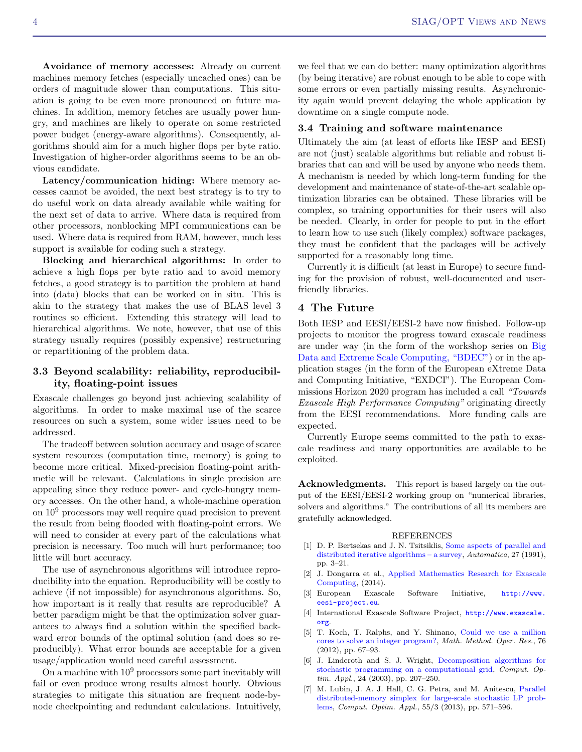**Avoidance of memory accesses:** Already on current machines memory fetches (especially uncached ones) can be orders of magnitude slower than computations. This situation is going to be even more pronounced on future machines. In addition, memory fetches are usually power hungry, and machines are likely to operate on some restricted power budget (energy-aware algorithms). Consequently, algorithms should aim for a much higher flops per byte ratio. Investigation of higher-order algorithms seems to be an obvious candidate.

**Latency/communication hiding:** Where memory accesses cannot be avoided, the next best strategy is to try to do useful work on data already available while waiting for the next set of data to arrive. Where data is required from other processors, nonblocking MPI communications can be used. Where data is required from RAM, however, much less support is available for coding such a strategy.

**Blocking and hierarchical algorithms:** In order to achieve a high flops per byte ratio and to avoid memory fetches, a good strategy is to partition the problem at hand into (data) blocks that can be worked on in situ. This is akin to the strategy that makes the use of BLAS level 3 routines so efficient. Extending this strategy will lead to hierarchical algorithms. We note, however, that use of this strategy usually requires (possibly expensive) restructuring or repartitioning of the problem data.

### 3.3 Beyond scalability: reliability, reproducibility, floating-point issues

Exascale challenges go beyond just achieving scalability of algorithms. In order to make maximal use of the scarce resources on such a system, some wider issues need to be addressed.

The tradeoff between solution accuracy and usage of scarce system resources (computation time, memory) is going to become more critical. Mixed-precision floating-point arithmetic will be relevant. Calculations in single precision are appealing since they reduce power- and cycle-hungry memory accesses. On the other hand, a whole-machine operation on $10^9$ processors may well require quad precision to prevent the result from being flooded with floating-point errors. We will need to consider at every part of the calculations what precision is necessary. Too much will hurt performance; too little will hurt accuracy.

The use of asynchronous algorithms will introduce reproducibility into the equation. Reproducibility will be costly to achieve (if not impossible) for asynchronous algorithms. So, how important is it really that results are reproducible? A better paradigm might be that the optimization solver guarantees to always find a solution within the specified backward error bounds of the optimal solution (and does so reproducibly). What error bounds are acceptable for a given usage/application would need careful assessment.

On a machine with $10^9$ processors some part inevitably will fail or even produce wrong results almost hourly. Obvious strategies to mitigate this situation are frequent node-by-node checkpointing and redundant calculations. Intuitively, we feel that we can do better: many optimization algorithms (by being iterative) are robust enough to be able to cope with some errors or even partially missing results. Asynchronicity again would prevent delaying the whole application by downtime on a single compute node.

### 3.4 Training and software maintenance

Ultimately the aim (at least of efforts like IESP and EESI) are not (just) scalable algorithms but reliable and robust libraries that can and will be used by anyone who needs them. A mechanism is needed by which long-term funding for the development and maintenance of state-of-the-art scalable optimization libraries can be obtained. These libraries will be complex, so training opportunities for their users will also be needed. Clearly, in order for people to put in the effort to learn how to use such (likely complex) software packages, they must be confident that the packages will be actively supported for a reasonably long time.

Currently it is difficult (at least in Europe) to secure funding for the provision of robust, well-documented and user-friendly libraries.

## 4 The Future

Both IESP and EESI/EESI-2 have now finished. Follow-up projects to monitor the progress toward exascale readiness are under way (in the form of the workshop series on Big Data and Extreme Scale Computing, "BDEC") or in the application stages (in the form of the European eXtreme Data and Computing Initiative, "EXDCI"). The European Commissions Horizon 2020 program has included a call *"Towards Exascale High Performance Computing"* originating directly from the EESI recommendations. More funding calls are expected.

Currently Europe seems committed to the path to exascale readiness and many opportunities are available to be exploited.

**Acknowledgments.** This report is based largely on the output of the EESI/EESI-2 working group on "numerical libraries, solvers and algorithms." The contributions of all its members are gratefully acknowledged.

REFERENCES

[1] D. P. Bertsekas and J. N. Tsitsiklis, Some aspects of parallel and distributed iterative algorithms – a survey, *Automatica*, 27 (1991), pp. 3–21.

[2] J. Dongarra et al., Applied Mathematics Research for Exascale Computing, (2014).

[3] European Exascale Software Initiative, http://www.eesi-project.eu.

[4] International Exascale Software Project, http://www.exascale.org.

[5] T. Koch, T. Ralphs, and Y. Shinano, Could we use a million cores to solve an integer program?, *Math. Method. Oper. Res.*, 76 (2012), pp. 67–93.

[6] J. Linderoth and S. J. Wright, Decomposition algorithms for stochastic programming on a computational grid, *Comput. Optim. Appl.*, 24 (2003), pp. 207–250.

[7] M. Lubin, J. A. J. Hall, C. G. Petra, and M. Anitescu, Parallel distributed-memory simplex for large-scale stochastic LP problems, *Comput. Optim. Appl.*, 55/3 (2013), pp. 571–596.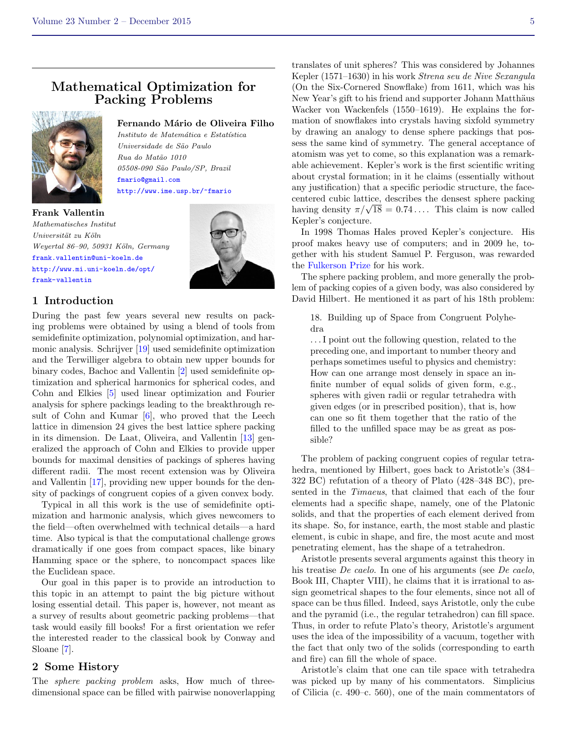# Mathematical Optimization for Packing Problems

**Fernando Mário de Oliveira Filho**
*Instituto de Matemática e Estatística*
*Universidade de São Paulo*
*Rua do Matão 1010*
*05508-090 São Paulo/SP, Brazil*
fmario@gmail.com
http://www.ime.usp.br/~fmario

**Frank Vallentin**
*Mathematisches Institut*
*Universität zu Köln*
*Weyertal 86–90, 50931 Köln, Germany*
frank.vallentin@uni-koeln.de
http://www.mi.uni-koeln.de/opt/frank-vallentin

## 1 Introduction

During the past few years several new results on packing problems were obtained by using a blend of tools from semidefinite optimization, polynomial optimization, and harmonic analysis. Schrijver [19] used semidefinite optimization and the Terwilliger algebra to obtain new upper bounds for binary codes, Bachoc and Vallentin [2] used semidefinite optimization and spherical harmonics for spherical codes, and Cohn and Elkies [5] used linear optimization and Fourier analysis for sphere packings leading to the breakthrough result of Cohn and Kumar [6], who proved that the Leech lattice in dimension 24 gives the best lattice sphere packing in its dimension. De Laat, Oliveira, and Vallentin [13] generalized the approach of Cohn and Elkies to provide upper bounds for maximal densities of packings of spheres having different radii. The most recent extension was by Oliveira and Vallentin [17], providing new upper bounds for the density of packings of congruent copies of a given convex body.

Typical in all this work is the use of semidefinite optimization and harmonic analysis, which gives newcomers to the field—often overwhelmed with technical details—a hard time. Also typical is that the computational challenge grows dramatically if one goes from compact spaces, like binary Hamming space or the sphere, to noncompact spaces like the Euclidean space.

Our goal in this paper is to provide an introduction to this topic in an attempt to paint the big picture without losing essential detail. This paper is, however, not meant as a survey of results about geometric packing problems—that task would easily fill books! For a first orientation we refer the interested reader to the classical book by Conway and Sloane [7].

## 2 Some History

The *sphere packing problem* asks, How much of three-dimensional space can be filled with pairwise nonoverlapping translates of unit spheres? This was considered by Johannes Kepler (1571–1630) in his work *Strena seu de Nive Sexangula* (On the Six-Cornered Snowflake) from 1611, which was his New Year's gift to his friend and supporter Johann Matthäus Wacker von Wackenfels (1550–1619). He explains the formation of snowflakes into crystals having sixfold symmetry by drawing an analogy to dense sphere packings that possess the same kind of symmetry. The general acceptance of atomism was yet to come, so this explanation was a remarkable achievement. Kepler's work is the first scientific writing about crystal formation; in it he claims (essentially without any justification) that a specific periodic structure, the face-centered cubic lattice, describes the densest sphere packing having density $\pi/\sqrt{18} = 0.74\ldots$. This claim is now called Kepler's conjecture.

In 1998 Thomas Hales proved Kepler's conjecture. His proof makes heavy use of computers; and in 2009 he, together with his student Samuel P. Ferguson, was rewarded the Fulkerson Prize for his work.

The sphere packing problem, and more generally the problem of packing copies of a given body, was also considered by David Hilbert. He mentioned it as part of his 18th problem:

> 18. Building up of Space from Congruent Polyhedra
>
> ... I point out the following question, related to the preceding one, and important to number theory and perhaps sometimes useful to physics and chemistry: How can one arrange most densely in space an infinite number of equal solids of given form, e.g., spheres with given radii or regular tetrahedra with given edges (or in prescribed position), that is, how can one so fit them together that the ratio of the filled to the unfilled space may be as great as possible?

The problem of packing congruent copies of regular tetrahedra, mentioned by Hilbert, goes back to Aristotle's (384–322 BC) refutation of a theory of Plato (428–348 BC), presented in the *Timaeus*, that claimed that each of the four elements had a specific shape, namely, one of the Platonic solids, and that the properties of each element derived from its shape. So, for instance, earth, the most stable and plastic element, is cubic in shape, and fire, the most acute and most penetrating element, has the shape of a tetrahedron.

Aristotle presents several arguments against this theory in his treatise *De caelo*. In one of his arguments (see *De caelo*, Book III, Chapter VIII), he claims that it is irrational to assign geometrical shapes to the four elements, since not all of space can be thus filled. Indeed, says Aristotle, only the cube and the pyramid (i.e., the regular tetrahedron) can fill space. Thus, in order to refute Plato's theory, Aristotle's argument uses the idea of the impossibility of a vacuum, together with the fact that only two of the solids (corresponding to earth and fire) can fill the whole of space.

Aristotle's claim that one can tile space with tetrahedra was picked up by many of his commentators. Simplicius of Cilicia (c. 490–c. 560), one of the main commentators of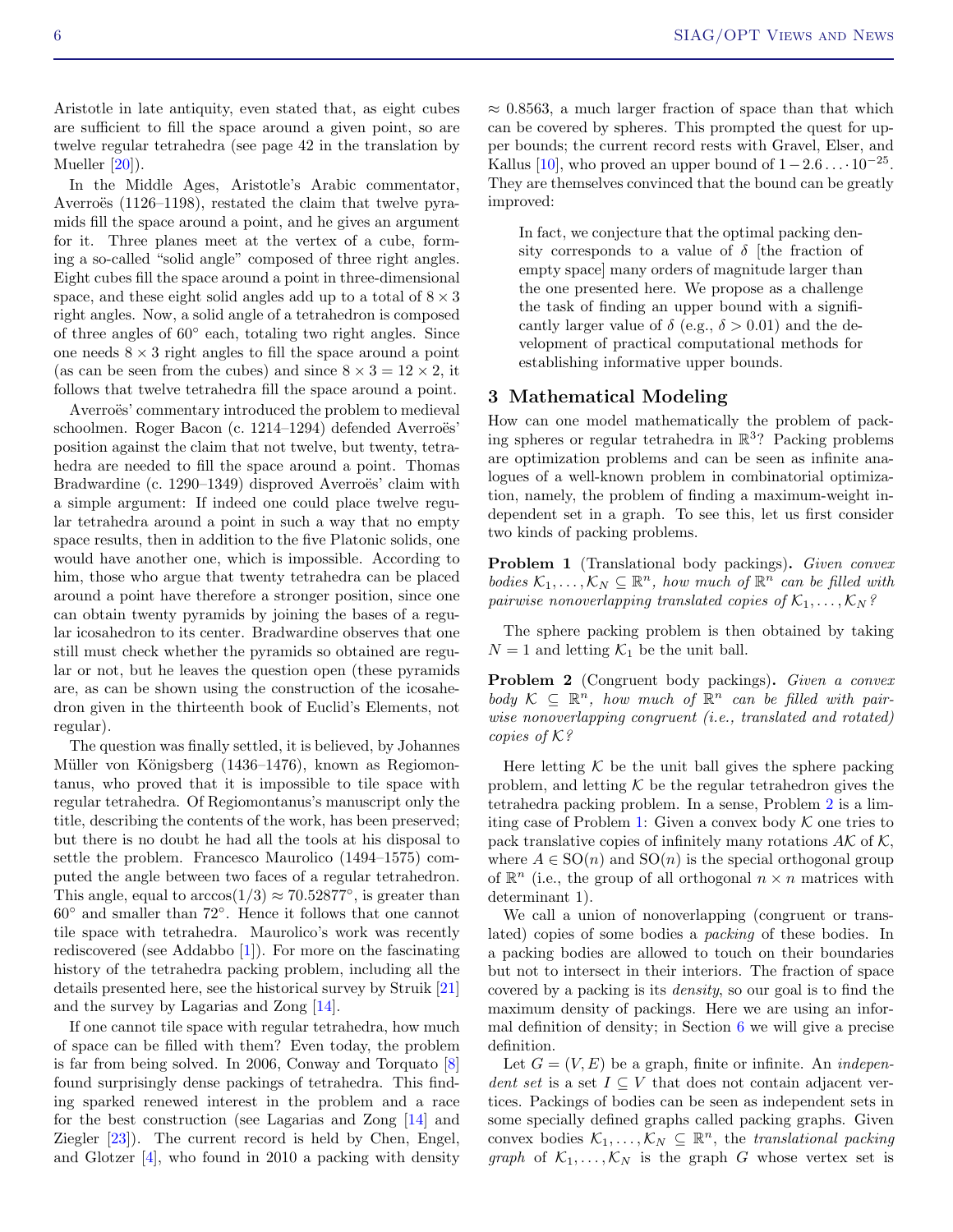Aristotle in late antiquity, even stated that, as eight cubes are sufficient to fill the space around a given point, so are twelve regular tetrahedra (see page 42 in the translation by Mueller [20]).

In the Middle Ages, Aristotle's Arabic commentator, Averroës (1126–1198), restated the claim that twelve pyramids fill the space around a point, and he gives an argument for it. Three planes meet at the vertex of a cube, forming a so-called "solid angle" composed of three right angles. Eight cubes fill the space around a point in three-dimensional space, and these eight solid angles add up to a total of $8 \times 3$ right angles. Now, a solid angle of a tetrahedron is composed of three angles of $60°$ each, totaling two right angles. Since one needs $8 \times 3$ right angles to fill the space around a point (as can be seen from the cubes) and since $8 \times 3 = 12 \times 2$, it follows that twelve tetrahedra fill the space around a point.

Averroës' commentary introduced the problem to medieval schoolmen. Roger Bacon (c. 1214–1294) defended Averroës' position against the claim that not twelve, but twenty, tetrahedra are needed to fill the space around a point. Thomas Bradwardine (c. 1290–1349) disproved Averroës' claim with a simple argument: If indeed one could place twelve regular tetrahedra around a point in such a way that no empty space results, then in addition to the five Platonic solids, one would have another one, which is impossible. According to him, those who argue that twenty tetrahedra can be placed around a point have therefore a stronger position, since one can obtain twenty pyramids by joining the bases of a regular icosahedron to its center. Bradwardine observes that one still must check whether the pyramids so obtained are regular or not, but he leaves the question open (these pyramids are, as can be shown using the construction of the icosahedron given in the thirteenth book of Euclid's Elements, not regular).

The question was finally settled, it is believed, by Johannes Müller von Königsberg (1436–1476), known as Regiomontanus, who proved that it is impossible to tile space with regular tetrahedra. Of Regiomontanus's manuscript only the title, describing the contents of the work, has been preserved; but there is no doubt he had all the tools at his disposal to settle the problem. Francesco Maurolico (1494–1575) computed the angle between two faces of a regular tetrahedron. This angle, equal to $\arccos(1/3) \approx 70.52877°$, is greater than $60°$ and smaller than $72°$. Hence it follows that one cannot tile space with tetrahedra. Maurolico's work was recently rediscovered (see Addabbo [1]). For more on the fascinating history of the tetrahedra packing problem, including all the details presented here, see the historical survey by Struik [21] and the survey by Lagarias and Zong [14].

If one cannot tile space with regular tetrahedra, how much of space can be filled with them? Even today, the problem is far from being solved. In 2006, Conway and Torquato [8] found surprisingly dense packings of tetrahedra. This finding sparked renewed interest in the problem and a race for the best construction (see Lagarias and Zong [14] and Ziegler [23]). The current record is held by Chen, Engel, and Glotzer [4], who found in 2010 a packing with density $\approx 0.8563$, a much larger fraction of space than that which can be covered by spheres. This prompted the quest for upper bounds; the current record rests with Gravel, Elser, and Kallus [10], who proved an upper bound of $1 - 2.6 \ldots \cdot 10^{-25}$. They are themselves convinced that the bound can be greatly improved:

> In fact, we conjecture that the optimal packing density corresponds to a value of $\delta$ [the fraction of empty space] many orders of magnitude larger than the one presented here. We propose as a challenge the task of finding an upper bound with a significantly larger value of $\delta$ (e.g., $\delta > 0.01$) and the development of practical computational methods for establishing informative upper bounds.

## 3 Mathematical Modeling

How can one model mathematically the problem of packing spheres or regular tetrahedra in $\mathbb{R}^3$? Packing problems are optimization problems and can be seen as infinite analogues of a well-known problem in combinatorial optimization, namely, the problem of finding a maximum-weight independent set in a graph. To see this, let us first consider two kinds of packing problems.

**Problem 1** (Translational body packings). *Given convex bodies $\mathcal{K}_1, \ldots, \mathcal{K}_N \subseteq \mathbb{R}^n$, how much of $\mathbb{R}^n$ can be filled with pairwise nonoverlapping translated copies of $\mathcal{K}_1, \ldots, \mathcal{K}_N$?*

The sphere packing problem is then obtained by taking $N = 1$ and letting $\mathcal{K}_1$ be the unit ball.

**Problem 2** (Congruent body packings). *Given a convex body $\mathcal{K} \subseteq \mathbb{R}^n$, how much of $\mathbb{R}^n$ can be filled with pairwise nonoverlapping congruent (i.e., translated and rotated) copies of $\mathcal{K}$?*

Here letting $\mathcal{K}$ be the unit ball gives the sphere packing problem, and letting $\mathcal{K}$ be the regular tetrahedron gives the tetrahedra packing problem. In a sense, Problem 2 is a limiting case of Problem 1: Given a convex body $\mathcal{K}$ one tries to pack translative copies of infinitely many rotations $A\mathcal{K}$ of $\mathcal{K}$, where $A \in \mathrm{SO}(n)$ and $\mathrm{SO}(n)$ is the special orthogonal group of $\mathbb{R}^n$ (i.e., the group of all orthogonal $n \times n$ matrices with determinant 1).

We call a union of nonoverlapping (congruent or translated) copies of some bodies a *packing* of these bodies. In a packing bodies are allowed to touch on their boundaries but not to intersect in their interiors. The fraction of space covered by a packing is its *density*, so our goal is to find the maximum density of packings. Here we are using an informal definition of density; in Section 6 we will give a precise definition.

Let $G = (V, E)$ be a graph, finite or infinite. An *independent set* is a set $I \subseteq V$ that does not contain adjacent vertices. Packings of bodies can be seen as independent sets in some specially defined graphs called packing graphs. Given convex bodies $\mathcal{K}_1, \ldots, \mathcal{K}_N \subseteq \mathbb{R}^n$, the *translational packing graph* of $\mathcal{K}_1, \ldots, \mathcal{K}_N$ is the graph $G$ whose vertex set is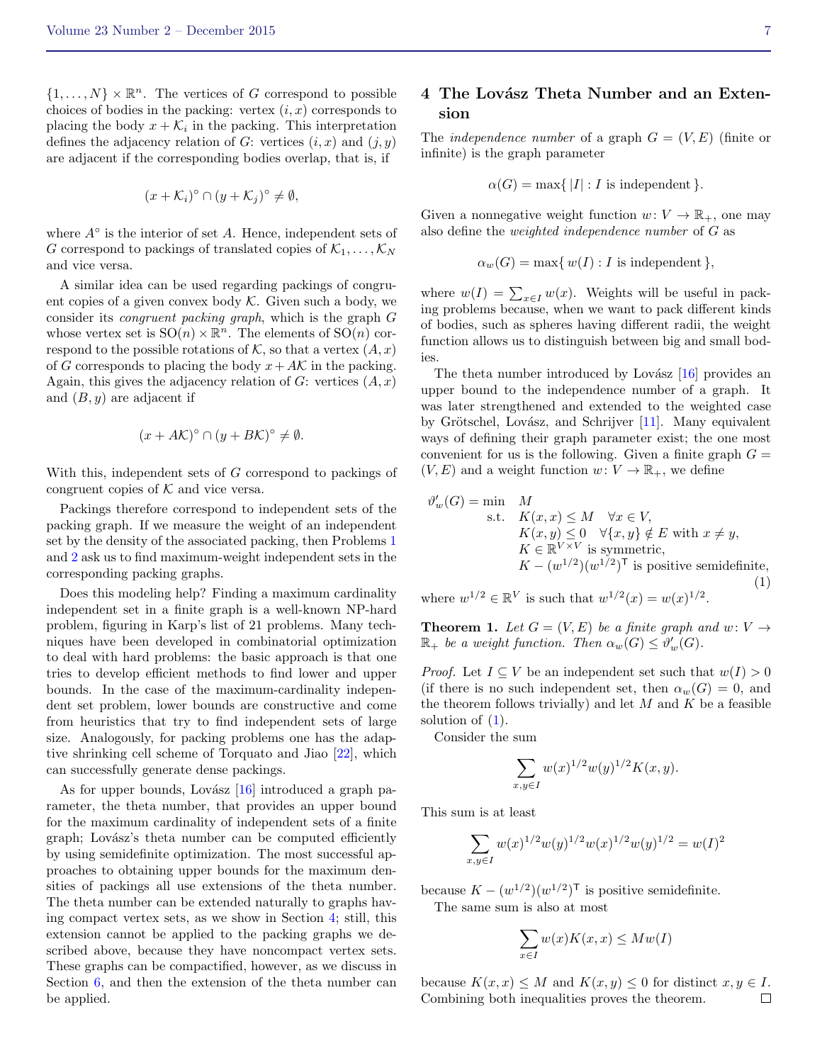$\{1, \ldots, N\} \times \mathbb{R}^n$. The vertices of $G$ correspond to possible choices of bodies in the packing: vertex $(i, x)$ corresponds to placing the body $x + \mathcal{K}_i$ in the packing. This interpretation defines the adjacency relation of $G$: vertices $(i, x)$ and $(j, y)$ are adjacent if the corresponding bodies overlap, that is, if

$$(x + \mathcal{K}_i)^\circ \cap (y + \mathcal{K}_j)^\circ \neq \emptyset,$$

where $A^\circ$ is the interior of set $A$. Hence, independent sets of $G$ correspond to packings of translated copies of $\mathcal{K}_1, \ldots, \mathcal{K}_N$ and vice versa.

A similar idea can be used regarding packings of congruent copies of a given convex body $\mathcal{K}$. Given such a body, we consider its *congruent packing graph*, which is the graph $G$ whose vertex set is $\mathrm{SO}(n) \times \mathbb{R}^n$. The elements of $\mathrm{SO}(n)$ correspond to the possible rotations of $\mathcal{K}$, so that a vertex $(A, x)$ of $G$ corresponds to placing the body $x + A\mathcal{K}$ in the packing. Again, this gives the adjacency relation of $G$: vertices $(A, x)$ and $(B, y)$ are adjacent if

$$(x + A\mathcal{K})^\circ \cap (y + B\mathcal{K})^\circ \neq \emptyset.$$

With this, independent sets of $G$ correspond to packings of congruent copies of $\mathcal{K}$ and vice versa.

Packings therefore correspond to independent sets of the packing graph. If we measure the weight of an independent set by the density of the associated packing, then Problems 1 and 2 ask us to find maximum-weight independent sets in the corresponding packing graphs.

Does this modeling help? Finding a maximum cardinality independent set in a finite graph is a well-known NP-hard problem, figuring in Karp's list of 21 problems. Many techniques have been developed in combinatorial optimization to deal with hard problems: the basic approach is that one tries to develop efficient methods to find lower and upper bounds. In the case of the maximum-cardinality independent set problem, lower bounds are constructive and come from heuristics that try to find independent sets of large size. Analogously, for packing problems one has the adaptive shrinking cell scheme of Torquato and Jiao [22], which can successfully generate dense packings.

As for upper bounds, Lovász [16] introduced a graph parameter, the theta number, that provides an upper bound for the maximum cardinality of independent sets of a finite graph; Lovász's theta number can be computed efficiently by using semidefinite optimization. The most successful approaches to obtaining upper bounds for the maximum densities of packings all use extensions of the theta number. The theta number can be extended naturally to graphs having compact vertex sets, as we show in Section 4; still, this extension cannot be applied to the packing graphs we described above, because they have noncompact vertex sets. These graphs can be compactified, however, as we discuss in Section 6, and then the extension of the theta number can be applied.

## 4 The Lovász Theta Number and an Extension

The *independence number* of a graph $G = (V, E)$ (finite or infinite) is the graph parameter

$$\alpha(G) = \max\{\, |I| : I \text{ is independent} \,\}.$$

Given a nonnegative weight function $w \colon V \to \mathbb{R}_+$, one may also define the *weighted independence number* of $G$ as

$$\alpha_w(G) = \max\{\, w(I) : I \text{ is independent} \,\},$$

where $w(I) = \sum_{x \in I} w(x)$. Weights will be useful in packing problems because, when we want to pack different kinds of bodies, such as spheres having different radii, the weight function allows us to distinguish between big and small bodies.

The theta number introduced by Lovász [16] provides an upper bound to the independence number of a graph. It was later strengthened and extended to the weighted case by Grötschel, Lovász, and Schrijver [11]. Many equivalent ways of defining their graph parameter exist; the one most convenient for us is the following. Given a finite graph $G = (V, E)$ and a weight function $w \colon V \to \mathbb{R}_+$, we define

$$\begin{aligned}
\vartheta'_w(G) = \min \quad & M \\
\text{s.t.} \quad & K(x, x) \leq M \quad \forall x \in V, \\
& K(x, y) \leq 0 \quad \forall \{x, y\} \notin E \text{ with } x \neq y, \\
& K \in \mathbb{R}^{V \times V} \text{ is symmetric}, \\
& K - (w^{1/2})(w^{1/2})^{\mathsf{T}} \text{ is positive semidefinite},
\end{aligned} \tag{1}$$

where $w^{1/2} \in \mathbb{R}^V$ is such that $w^{1/2}(x) = w(x)^{1/2}$.

**Theorem 1.** *Let $G = (V, E)$ be a finite graph and $w \colon V \to \mathbb{R}_+$ be a weight function. Then $\alpha_w(G) \leq \vartheta'_w(G)$.*

*Proof.* Let $I \subseteq V$ be an independent set such that $w(I) > 0$ (if there is no such independent set, then $\alpha_w(G) = 0$, and the theorem follows trivially) and let $M$ and $K$ be a feasible solution of (1).

Consider the sum

$$\sum_{x, y \in I} w(x)^{1/2} w(y)^{1/2} K(x, y).$$

This sum is at least

$$\sum_{x, y \in I} w(x)^{1/2} w(y)^{1/2} w(x)^{1/2} w(y)^{1/2} = w(I)^2$$

because $K - (w^{1/2})(w^{1/2})^{\mathsf{T}}$ is positive semidefinite.

The same sum is also at most

$$\sum_{x \in I} w(x) K(x, x) \leq M w(I)$$

because $K(x, x) \leq M$ and $K(x, y) \leq 0$ for distinct $x, y \in I$. Combining both inequalities proves the theorem. $\square$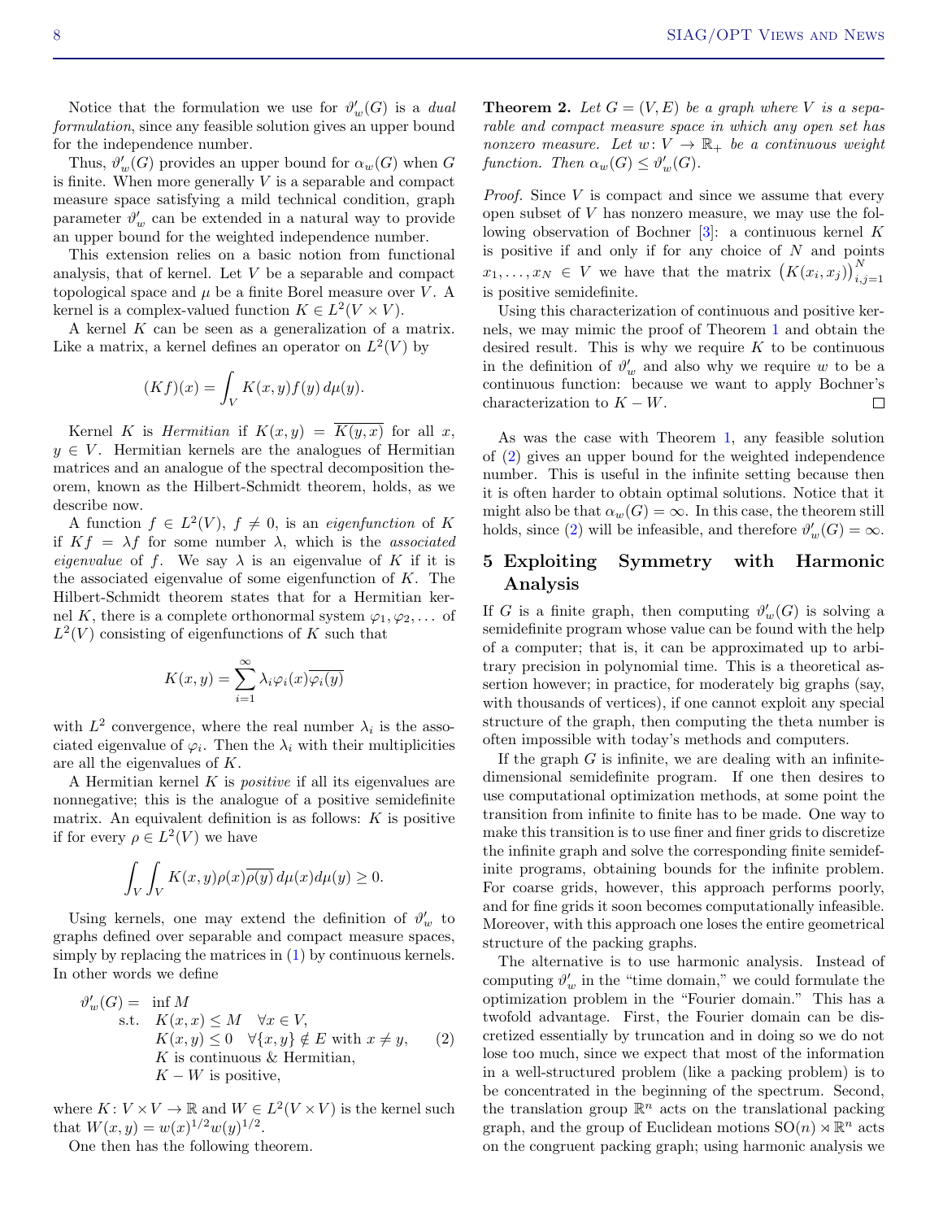Notice that the formulation we use for $\vartheta'_w(G)$ is a *dual formulation*, since any feasible solution gives an upper bound for the independence number.

Thus, $\vartheta'_w(G)$ provides an upper bound for $\alpha_w(G)$ when $G$ is finite. When more generally $V$ is a separable and compact measure space satisfying a mild technical condition, graph parameter $\vartheta'_w$ can be extended in a natural way to provide an upper bound for the weighted independence number.

This extension relies on a basic notion from functional analysis, that of kernel. Let $V$ be a separable and compact topological space and $\mu$ be a finite Borel measure over $V$. A kernel is a complex-valued function $K \in L^2(V \times V)$.

A kernel $K$ can be seen as a generalization of a matrix. Like a matrix, a kernel defines an operator on $L^2(V)$ by

$$(Kf)(x) = \int_V K(x,y) f(y)\, d\mu(y).$$

Kernel $K$ is *Hermitian* if $K(x,y) = \overline{K(y,x)}$ for all $x$, $y \in V$. Hermitian kernels are the analogues of Hermitian matrices and an analogue of the spectral decomposition theorem, known as the Hilbert-Schmidt theorem, holds, as we describe now.

A function $f \in L^2(V)$, $f \neq 0$, is an *eigenfunction* of $K$ if $Kf = \lambda f$ for some number $\lambda$, which is the *associated eigenvalue* of $f$. We say $\lambda$ is an eigenvalue of $K$ if it is the associated eigenvalue of some eigenfunction of $K$. The Hilbert-Schmidt theorem states that for a Hermitian kernel $K$, there is a complete orthonormal system $\varphi_1, \varphi_2, \ldots$ of $L^2(V)$ consisting of eigenfunctions of $K$ such that

$$K(x,y) = \sum_{i=1}^{\infty} \lambda_i \varphi_i(x) \overline{\varphi_i(y)}$$

with $L^2$ convergence, where the real number $\lambda_i$ is the associated eigenvalue of $\varphi_i$. Then the $\lambda_i$ with their multiplicities are all the eigenvalues of $K$.

A Hermitian kernel $K$ is *positive* if all its eigenvalues are nonnegative; this is the analogue of a positive semidefinite matrix. An equivalent definition is as follows: $K$ is positive if for every $\rho \in L^2(V)$ we have

$$\int_V \int_V K(x,y) \rho(x) \overline{\rho(y)}\, d\mu(x) d\mu(y) \geq 0.$$

Using kernels, one may extend the definition of $\vartheta'_w$ to graphs defined over separable and compact measure spaces, simply by replacing the matrices in (1) by continuous kernels. In other words we define

$$\begin{aligned} \vartheta'_w(G) = \;& \inf M \\ \text{s.t.}\;\; & K(x,x) \leq M \quad \forall x \in V, \\ & K(x,y) \leq 0 \quad \forall \{x,y\} \notin E \text{ with } x \neq y, \\ & K \text{ is continuous \& Hermitian}, \\ & K - W \text{ is positive}, \end{aligned} \tag{2}$$

where $K\colon V \times V \to \mathbb{R}$ and $W \in L^2(V \times V)$ is the kernel such that $W(x,y) = w(x)^{1/2} w(y)^{1/2}$.

One then has the following theorem.

**Theorem 2.** *Let $G = (V,E)$ be a graph where $V$ is a separable and compact measure space in which any open set has nonzero measure. Let $w\colon V \to \mathbb{R}_+$ be a continuous weight function. Then $\alpha_w(G) \leq \vartheta'_w(G)$.*

*Proof.* Since $V$ is compact and since we assume that every open subset of $V$ has nonzero measure, we may use the following observation of Bochner [3]: a continuous kernel $K$ is positive if and only if for any choice of $N$ and points $x_1, \ldots, x_N \in V$ we have that the matrix $\big(K(x_i,x_j)\big)_{i,j=1}^{N}$ is positive semidefinite.

Using this characterization of continuous and positive kernels, we may mimic the proof of Theorem 1 and obtain the desired result. This is why we require $K$ to be continuous in the definition of $\vartheta'_w$ and also why we require $w$ to be a continuous function: because we want to apply Bochner's characterization to $K - W$. □

As was the case with Theorem 1, any feasible solution of (2) gives an upper bound for the weighted independence number. This is useful in the infinite setting because then it is often harder to obtain optimal solutions. Notice that it might also be that $\alpha_w(G) = \infty$. In this case, the theorem still holds, since (2) will be infeasible, and therefore $\vartheta'_w(G) = \infty$.

## 5 Exploiting Symmetry with Harmonic Analysis

If $G$ is a finite graph, then computing $\vartheta'_w(G)$ is solving a semidefinite program whose value can be found with the help of a computer; that is, it can be approximated up to arbitrary precision in polynomial time. This is a theoretical assertion however; in practice, for moderately big graphs (say, with thousands of vertices), if one cannot exploit any special structure of the graph, then computing the theta number is often impossible with today's methods and computers.

If the graph $G$ is infinite, we are dealing with an infinite-dimensional semidefinite program. If one then desires to use computational optimization methods, at some point the transition from infinite to finite has to be made. One way to make this transition is to use finer and finer grids to discretize the infinite graph and solve the corresponding finite semidefinite programs, obtaining bounds for the infinite problem. For coarse grids, however, this approach performs poorly, and for fine grids it soon becomes computationally infeasible. Moreover, with this approach one loses the entire geometrical structure of the packing graphs.

The alternative is to use harmonic analysis. Instead of computing $\vartheta'_w$ in the "time domain," we could formulate the optimization problem in the "Fourier domain." This has a twofold advantage. First, the Fourier domain can be discretized essentially by truncation and in doing so we do not lose too much, since we expect that most of the information in a well-structured problem (like a packing problem) is to be concentrated in the beginning of the spectrum. Second, the translation group $\mathbb{R}^n$ acts on the translational packing graph, and the group of Euclidean motions $\mathrm{SO}(n) \rtimes \mathbb{R}^n$ acts on the congruent packing graph; using harmonic analysis we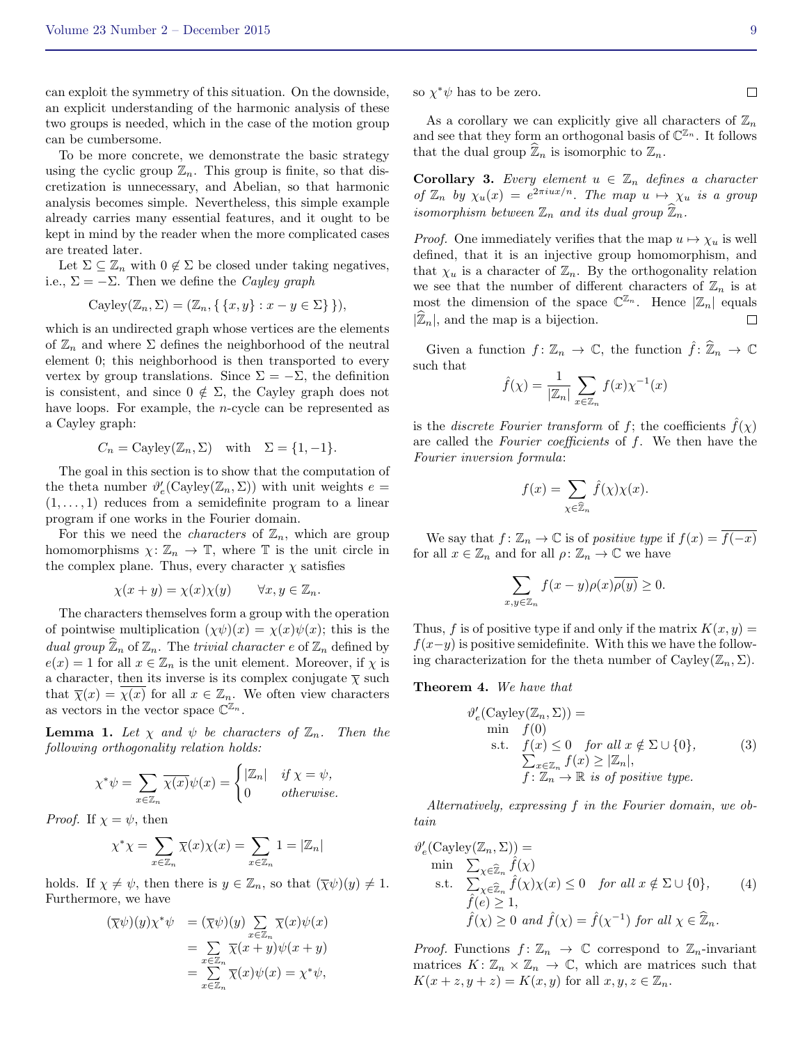can exploit the symmetry of this situation. On the downside, an explicit understanding of the harmonic analysis of these two groups is needed, which in the case of the motion group can be cumbersome.

To be more concrete, we demonstrate the basic strategy using the cyclic group $\mathbb{Z}_n$. This group is finite, so that discretization is unnecessary, and Abelian, so that harmonic analysis becomes simple. Nevertheless, this simple example already carries many essential features, and it ought to be kept in mind by the reader when the more complicated cases are treated later.

Let $\Sigma \subseteq \mathbb{Z}_n$ with $0 \notin \Sigma$ be closed under taking negatives, i.e., $\Sigma = -\Sigma$. Then we define the *Cayley graph*

$$\mathrm{Cayley}(\mathbb{Z}_n, \Sigma) = (\mathbb{Z}_n, \{\, \{x, y\} : x - y \in \Sigma \,\}),$$

which is an undirected graph whose vertices are the elements of $\mathbb{Z}_n$ and where $\Sigma$ defines the neighborhood of the neutral element 0; this neighborhood is then transported to every vertex by group translations. Since $\Sigma = -\Sigma$, the definition is consistent, and since $0 \notin \Sigma$, the Cayley graph does not have loops. For example, the $n$-cycle can be represented as a Cayley graph:

$$C_n = \mathrm{Cayley}(\mathbb{Z}_n, \Sigma) \quad \text{with} \quad \Sigma = \{1, -1\}.$$

The goal in this section is to show that the computation of the theta number $\vartheta'_e(\mathrm{Cayley}(\mathbb{Z}_n, \Sigma))$ with unit weights $e = (1, \ldots, 1)$ reduces from a semidefinite program to a linear program if one works in the Fourier domain.

For this we need the *characters* of $\mathbb{Z}_n$, which are group homomorphisms $\chi \colon \mathbb{Z}_n \to \mathbb{T}$, where $\mathbb{T}$ is the unit circle in the complex plane. Thus, every character $\chi$ satisfies

$$\chi(x + y) = \chi(x)\chi(y) \qquad \forall x, y \in \mathbb{Z}_n.$$

The characters themselves form a group with the operation of pointwise multiplication $(\chi\psi)(x) = \chi(x)\psi(x)$; this is the *dual group* $\widehat{\mathbb{Z}}_n$ of $\mathbb{Z}_n$. The *trivial character* $e$ of $\mathbb{Z}_n$ defined by $e(x) = 1$ for all $x \in \mathbb{Z}_n$ is the unit element. Moreover, if $\chi$ is a character, then its inverse is its complex conjugate $\overline{\chi}$ such that $\overline{\chi}(x) = \overline{\chi(x)}$ for all $x \in \mathbb{Z}_n$. We often view characters as vectors in the vector space $\mathbb{C}^{\mathbb{Z}_n}$.

**Lemma 1.** *Let $\chi$ and $\psi$ be characters of $\mathbb{Z}_n$. Then the following orthogonality relation holds:*

$$\chi^*\psi = \sum_{x \in \mathbb{Z}_n} \overline{\chi(x)}\psi(x) = \begin{cases} |\mathbb{Z}_n| & \text{if } \chi = \psi, \\ 0 & \text{otherwise.} \end{cases}$$

*Proof.* If $\chi = \psi$, then

$$\chi^*\chi = \sum_{x \in \mathbb{Z}_n} \overline{\chi}(x)\chi(x) = \sum_{x \in \mathbb{Z}_n} 1 = |\mathbb{Z}_n|$$

holds. If $\chi \neq \psi$, then there is $y \in \mathbb{Z}_n$, so that $(\overline{\chi}\psi)(y) \neq 1$. Furthermore, we have

$$\begin{aligned} (\overline{\chi}\psi)(y)\chi^*\psi &= (\overline{\chi}\psi)(y) \sum_{x \in \mathbb{Z}_n} \overline{\chi}(x)\psi(x) \\ &= \sum_{x \in \mathbb{Z}_n} \overline{\chi}(x + y)\psi(x + y) \\ &= \sum_{x \in \mathbb{Z}_n} \overline{\chi}(x)\psi(x) = \chi^*\psi, \end{aligned}$$

so $\chi^*\psi$ has to be zero. $\square$

As a corollary we can explicitly give all characters of $\mathbb{Z}_n$ and see that they form an orthogonal basis of $\mathbb{C}^{\mathbb{Z}_n}$. It follows that the dual group $\widehat{\mathbb{Z}}_n$ is isomorphic to $\mathbb{Z}_n$.

**Corollary 3.** *Every element $u \in \mathbb{Z}_n$ defines a character of $\mathbb{Z}_n$ by $\chi_u(x) = e^{2\pi i u x / n}$. The map $u \mapsto \chi_u$ is a group isomorphism between $\mathbb{Z}_n$ and its dual group $\widehat{\mathbb{Z}}_n$.*

*Proof.* One immediately verifies that the map $u \mapsto \chi_u$ is well defined, that it is an injective group homomorphism, and that $\chi_u$ is a character of $\mathbb{Z}_n$. By the orthogonality relation we see that the number of different characters of $\mathbb{Z}_n$ is at most the dimension of the space $\mathbb{C}^{\mathbb{Z}_n}$. Hence $|\mathbb{Z}_n|$ equals $|\widehat{\mathbb{Z}}_n|$, and the map is a bijection. $\square$

Given a function $f \colon \mathbb{Z}_n \to \mathbb{C}$, the function $\hat{f} \colon \widehat{\mathbb{Z}}_n \to \mathbb{C}$ such that

$$\hat{f}(\chi) = \frac{1}{|\mathbb{Z}_n|} \sum_{x \in \mathbb{Z}_n} f(x)\chi^{-1}(x)$$

is the *discrete Fourier transform* of $f$; the coefficients $\hat{f}(\chi)$ are called the *Fourier coefficients* of $f$. We then have the *Fourier inversion formula*:

$$f(x) = \sum_{\chi \in \widehat{\mathbb{Z}}_n} \hat{f}(\chi)\chi(x).$$

We say that $f \colon \mathbb{Z}_n \to \mathbb{C}$ is of *positive type* if $f(x) = \overline{f(-x)}$ for all $x \in \mathbb{Z}_n$ and for all $\rho \colon \mathbb{Z}_n \to \mathbb{C}$ we have

$$\sum_{x,y \in \mathbb{Z}_n} f(x - y)\rho(x)\overline{\rho(y)} \geq 0.$$

Thus, $f$ is of positive type if and only if the matrix $K(x, y) = f(x-y)$ is positive semidefinite. With this we have the following characterization for the theta number of $\mathrm{Cayley}(\mathbb{Z}_n, \Sigma)$.

**Theorem 4.** *We have that*

$$\begin{aligned} &\vartheta'_e(\mathrm{Cayley}(\mathbb{Z}_n, \Sigma)) = \\ &\quad \min \quad f(0) \\ &\quad \text{s.t.} \quad f(x) \leq 0 \quad \textit{for all } x \notin \Sigma \cup \{0\}, \\ &\qquad\quad \textstyle\sum_{x \in \mathbb{Z}_n} f(x) \geq |\mathbb{Z}_n|, \\ &\qquad\quad f \colon \mathbb{Z}_n \to \mathbb{R} \textit{ is of positive type.} \end{aligned} \tag{3}$$

*Alternatively, expressing $f$ in the Fourier domain, we obtain*

$$\begin{aligned} &\vartheta'_e(\mathrm{Cayley}(\mathbb{Z}_n, \Sigma)) = \\ &\quad \min \quad \textstyle\sum_{\chi \in \widehat{\mathbb{Z}}_n} \hat{f}(\chi) \\ &\quad \text{s.t.} \quad \textstyle\sum_{\chi \in \widehat{\mathbb{Z}}_n} \hat{f}(\chi)\chi(x) \leq 0 \quad \textit{for all } x \notin \Sigma \cup \{0\}, \\ &\qquad\quad \hat{f}(e) \geq 1, \\ &\qquad\quad \hat{f}(\chi) \geq 0 \textit{ and } \hat{f}(\chi) = \hat{f}(\chi^{-1}) \textit{ for all } \chi \in \widehat{\mathbb{Z}}_n. \end{aligned} \tag{4}$$

*Proof.* Functions $f \colon \mathbb{Z}_n \to \mathbb{C}$ correspond to $\mathbb{Z}_n$-invariant matrices $K \colon \mathbb{Z}_n \times \mathbb{Z}_n \to \mathbb{C}$, which are matrices such that $K(x + z, y + z) = K(x, y)$ for all $x, y, z \in \mathbb{Z}_n$.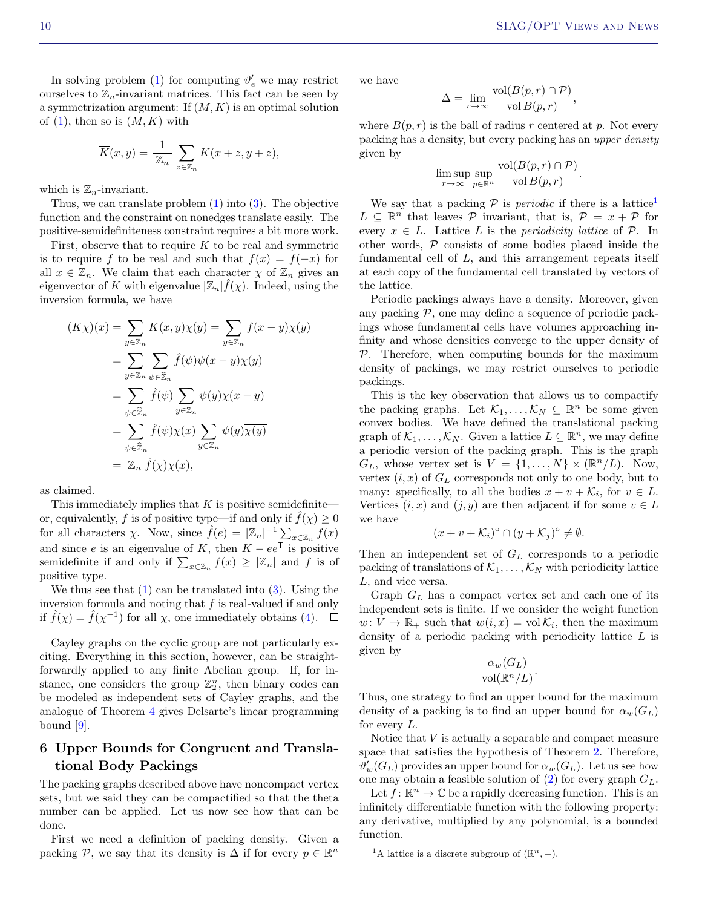In solving problem (1) for computing $\vartheta'_e$ we may restrict ourselves to $\mathbb{Z}_n$-invariant matrices. This fact can be seen by a symmetrization argument: If $(M, K)$ is an optimal solution of (1), then so is $(M, \overline{K})$ with

$$\overline{K}(x, y) = \frac{1}{|\mathbb{Z}_n|} \sum_{z \in \mathbb{Z}_n} K(x + z, y + z),$$

which is $\mathbb{Z}_n$-invariant.

Thus, we can translate problem (1) into (3). The objective function and the constraint on nonedges translate easily. The positive-semidefiniteness constraint requires a bit more work.

First, observe that to require $K$ to be real and symmetric is to require $f$ to be real and such that $f(x) = f(-x)$ for all $x \in \mathbb{Z}_n$. We claim that each character $\chi$ of $\mathbb{Z}_n$ gives an eigenvector of $K$ with eigenvalue $|\mathbb{Z}_n|\hat{f}(\chi)$. Indeed, using the inversion formula, we have

$$\begin{aligned}
(K\chi)(x) &= \sum_{y \in \mathbb{Z}_n} K(x, y)\chi(y) = \sum_{y \in \mathbb{Z}_n} f(x - y)\chi(y) \\
&= \sum_{y \in \mathbb{Z}_n} \sum_{\psi \in \widehat{\mathbb{Z}}_n} \hat{f}(\psi)\psi(x - y)\chi(y) \\
&= \sum_{\psi \in \widehat{\mathbb{Z}}_n} \hat{f}(\psi) \sum_{y \in \mathbb{Z}_n} \psi(y)\chi(x - y) \\
&= \sum_{\psi \in \widehat{\mathbb{Z}}_n} \hat{f}(\psi)\chi(x) \sum_{y \in \mathbb{Z}_n} \psi(y)\overline{\chi(y)} \\
&= |\mathbb{Z}_n|\hat{f}(\chi)\chi(x),
\end{aligned}$$

as claimed.

This immediately implies that $K$ is positive semidefinite—or, equivalently, $f$ is of positive type—if and only if $\hat{f}(\chi) \geq 0$ for all characters $\chi$. Now, since $\hat{f}(e) = |\mathbb{Z}_n|^{-1} \sum_{x \in \mathbb{Z}_n} f(x)$ and since $e$ is an eigenvalue of $K$, then $K - ee^{\mathsf{T}}$ is positive semidefinite if and only if $\sum_{x \in \mathbb{Z}_n} f(x) \geq |\mathbb{Z}_n|$ and $f$ is of positive type.

We thus see that (1) can be translated into (3). Using the inversion formula and noting that $f$ is real-valued if and only if $\hat{f}(\chi) = \hat{f}(\chi^{-1})$ for all $\chi$, one immediately obtains (4). $\square$

Cayley graphs on the cyclic group are not particularly exciting. Everything in this section, however, can be straightforwardly applied to any finite Abelian group. If, for instance, one considers the group $\mathbb{Z}_2^n$, then binary codes can be modeled as independent sets of Cayley graphs, and the analogue of Theorem 4 gives Delsarte's linear programming bound [9].

## 6 Upper Bounds for Congruent and Translational Body Packings

The packing graphs described above have noncompact vertex sets, but we said they can be compactified so that the theta number can be applied. Let us now see how that can be done.

First we need a definition of packing density. Given a packing $\mathcal{P}$, we say that its density is $\Delta$ if for every $p \in \mathbb{R}^n$ we have

$$\Delta = \lim_{r \to \infty} \frac{\operatorname{vol}(B(p, r) \cap \mathcal{P})}{\operatorname{vol} B(p, r)},$$

where $B(p, r)$ is the ball of radius $r$ centered at $p$. Not every packing has a density, but every packing has an *upper density* given by

$$\limsup_{r \to \infty} \sup_{p \in \mathbb{R}^n} \frac{\operatorname{vol}(B(p, r) \cap \mathcal{P})}{\operatorname{vol} B(p, r)}.$$

We say that a packing $\mathcal{P}$ is *periodic* if there is a lattice[1] $L \subseteq \mathbb{R}^n$ that leaves $\mathcal{P}$ invariant, that is, $\mathcal{P} = x + \mathcal{P}$ for every $x \in L$. Lattice $L$ is the *periodicity lattice* of $\mathcal{P}$. In other words, $\mathcal{P}$ consists of some bodies placed inside the fundamental cell of $L$, and this arrangement repeats itself at each copy of the fundamental cell translated by vectors of the lattice.

Periodic packings always have a density. Moreover, given any packing $\mathcal{P}$, one may define a sequence of periodic packings whose fundamental cells have volumes approaching infinity and whose densities converge to the upper density of $\mathcal{P}$. Therefore, when computing bounds for the maximum density of packings, we may restrict ourselves to periodic packings.

This is the key observation that allows us to compactify the packing graphs. Let $\mathcal{K}_1, \ldots, \mathcal{K}_N \subseteq \mathbb{R}^n$ be some given convex bodies. We have defined the translational packing graph of $\mathcal{K}_1, \ldots, \mathcal{K}_N$. Given a lattice $L \subseteq \mathbb{R}^n$, we may define a periodic version of the packing graph. This is the graph $G_L$, whose vertex set is $V = \{1, \ldots, N\} \times (\mathbb{R}^n/L)$. Now, vertex $(i, x)$ of $G_L$ corresponds not only to one body, but to many: specifically, to all the bodies $x + v + \mathcal{K}_i$, for $v \in L$. Vertices $(i, x)$ and $(j, y)$ are then adjacent if for some $v \in L$ we have

$$(x + v + \mathcal{K}_i)^\circ \cap (y + \mathcal{K}_j)^\circ \neq \emptyset.$$

Then an independent set of $G_L$ corresponds to a periodic packing of translations of $\mathcal{K}_1, \ldots, \mathcal{K}_N$ with periodicity lattice $L$, and vice versa.

Graph $G_L$ has a compact vertex set and each one of its independent sets is finite. If we consider the weight function $w \colon V \to \mathbb{R}_+$ such that $w(i, x) = \operatorname{vol} \mathcal{K}_i$, then the maximum density of a periodic packing with periodicity lattice $L$ is given by

$$\frac{\alpha_w(G_L)}{\operatorname{vol}(\mathbb{R}^n/L)}.$$

Thus, one strategy to find an upper bound for the maximum density of a packing is to find an upper bound for $\alpha_w(G_L)$ for every $L$.

Notice that $V$ is actually a separable and compact measure space that satisfies the hypothesis of Theorem 2. Therefore, $\vartheta'_w(G_L)$ provides an upper bound for $\alpha_w(G_L)$. Let us see how one may obtain a feasible solution of (2) for every graph $G_L$.

Let $f \colon \mathbb{R}^n \to \mathbb{C}$ be a rapidly decreasing function. This is an infinitely differentiable function with the following property: any derivative, multiplied by any polynomial, is a bounded function.

[1] A lattice is a discrete subgroup of $(\mathbb{R}^n, +)$.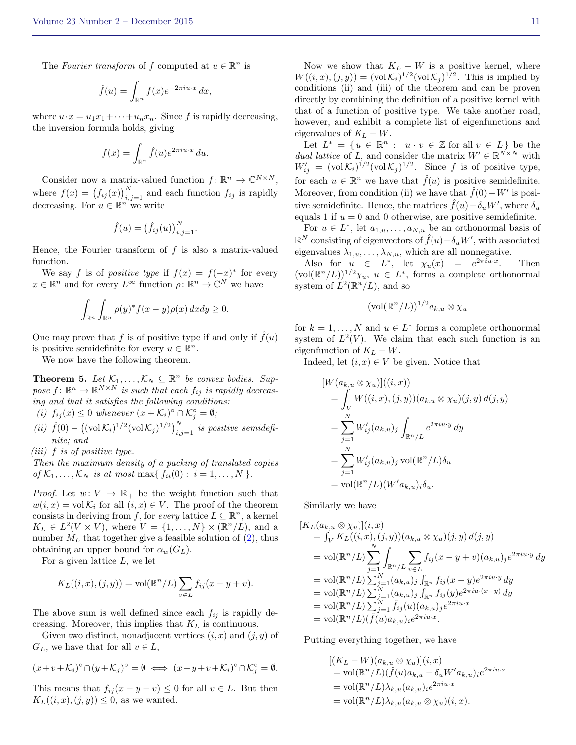The *Fourier transform* of $f$ computed at $u \in \mathbb{R}^n$ is

$$\hat{f}(u) = \int_{\mathbb{R}^n} f(x) e^{-2\pi i u \cdot x}\, dx,$$

where $u \cdot x = u_1 x_1 + \cdots + u_n x_n$. Since $f$ is rapidly decreasing, the inversion formula holds, giving

$$f(x) = \int_{\mathbb{R}^n} \hat{f}(u) e^{2\pi i u \cdot x}\, du.$$

Consider now a matrix-valued function $f\colon \mathbb{R}^n \to \mathbb{C}^{N \times N}$, where $f(x) = \big(f_{ij}(x)\big)_{i,j=1}^N$ and each function $f_{ij}$ is rapidly decreasing. For $u \in \mathbb{R}^n$ we write

$$\hat{f}(u) = \big(\hat{f}_{ij}(u)\big)_{i,j=1}^N.$$

Hence, the Fourier transform of $f$ is also a matrix-valued function.

We say $f$ is of *positive type* if $f(x) = f(-x)^*$ for every $x \in \mathbb{R}^n$ and for every $L^\infty$ function $\rho\colon \mathbb{R}^n \to \mathbb{C}^N$ we have

$$\int_{\mathbb{R}^n} \int_{\mathbb{R}^n} \rho(y)^* f(x-y) \rho(x)\, dx dy \geq 0.$$

One may prove that $f$ is of positive type if and only if $\hat{f}(u)$ is positive semidefinite for every $u \in \mathbb{R}^n$.

We now have the following theorem.

**Theorem 5.** *Let $\mathcal{K}_1, \ldots, \mathcal{K}_N \subseteq \mathbb{R}^n$ be convex bodies. Suppose $f\colon \mathbb{R}^n \to \mathbb{R}^{N \times N}$ is such that each $f_{ij}$ is rapidly decreasing and that it satisfies the following conditions:*

*(i) $f_{ij}(x) \leq 0$ whenever $(x + \mathcal{K}_i)^\circ \cap \mathcal{K}_j^\circ = \emptyset$;*

*(ii) $\hat{f}(0) - \big((\operatorname{vol} \mathcal{K}_i)^{1/2} (\operatorname{vol} \mathcal{K}_j)^{1/2}\big)_{i,j=1}^N$ is positive semidefinite; and*

*(iii) $f$ is of positive type.*

*Then the maximum density of a packing of translated copies of $\mathcal{K}_1, \ldots, \mathcal{K}_N$ is at most $\max\{\, f_{ii}(0) : i = 1, \ldots, N\,\}$.*

*Proof.* Let $w\colon V \to \mathbb{R}_+$ be the weight function such that $w(i, x) = \operatorname{vol} \mathcal{K}_i$ for all $(i, x) \in V$. The proof of the theorem consists in deriving from $f$, for *every* lattice $L \subseteq \mathbb{R}^n$, a kernel $K_L \in L^2(V \times V)$, where $V = \{1, \ldots, N\} \times (\mathbb{R}^n / L)$, and a number $M_L$ that together give a feasible solution of (2), thus obtaining an upper bound for $\alpha_w(G_L)$.

For a given lattice $L$, we let

$$K_L((i, x), (j, y)) = \operatorname{vol}(\mathbb{R}^n / L) \sum_{v \in L} f_{ij}(x - y + v).$$

The above sum is well defined since each $f_{ij}$ is rapidly decreasing. Moreover, this implies that $K_L$ is continuous.

Given two distinct, nonadjacent vertices $(i, x)$ and $(j, y)$ of $G_L$, we have that for all $v \in L$,

$$(x + v + \mathcal{K}_i)^\circ \cap (y + \mathcal{K}_j)^\circ = \emptyset \iff (x - y + v + \mathcal{K}_i)^\circ \cap \mathcal{K}_j^\circ = \emptyset.$$

This means that $f_{ij}(x - y + v) \leq 0$ for all $v \in L$. But then $K_L((i, x), (j, y)) \leq 0$, as we wanted.

Now we show that $K_L - W$ is a positive kernel, where $W((i, x), (j, y)) = (\operatorname{vol} \mathcal{K}_i)^{1/2} (\operatorname{vol} \mathcal{K}_j)^{1/2}$. This is implied by conditions (ii) and (iii) of the theorem and can be proven directly by combining the definition of a positive kernel with that of a function of positive type. We take another road, however, and exhibit a complete list of eigenfunctions and eigenvalues of $K_L - W$.

Let $L^* = \{\, u \in \mathbb{R}^n : \ u \cdot v \in \mathbb{Z} \text{ for all } v \in L \,\}$ be the *dual lattice* of $L$, and consider the matrix $W' \in \mathbb{R}^{N \times N}$ with $W'_{ij} = (\operatorname{vol} \mathcal{K}_i)^{1/2} (\operatorname{vol} \mathcal{K}_j)^{1/2}$. Since $f$ is of positive type, for each $u \in \mathbb{R}^n$ we have that $\hat{f}(u)$ is positive semidefinite. Moreover, from condition (ii) we have that $\hat{f}(0) - W'$ is positive semidefinite. Hence, the matrices $\hat{f}(u) - \delta_u W'$, where $\delta_u$ equals 1 if $u = 0$ and 0 otherwise, are positive semidefinite.

For $u \in L^*$, let $a_{1,u}, \ldots, a_{N,u}$ be an orthonormal basis of $\mathbb{R}^N$ consisting of eigenvectors of $\hat{f}(u) - \delta_u W'$, with associated eigenvalues $\lambda_{1,u}, \ldots, \lambda_{N,u}$, which are all nonnegative.

Also for $u \in L^*$, let $\chi_u(x) = e^{2\pi i u \cdot x}$. Then $(\operatorname{vol}(\mathbb{R}^n/L))^{1/2} \chi_u$, $u \in L^*$, forms a complete orthonormal system of $L^2(\mathbb{R}^n / L)$, and so

$$(\operatorname{vol}(\mathbb{R}^n/L))^{1/2} a_{k,u} \otimes \chi_u$$

for $k = 1, \ldots, N$ and $u \in L^*$ forms a complete orthonormal system of $L^2(V)$. We claim that each such function is an eigenfunction of $K_L - W$.

Indeed, let $(i, x) \in V$ be given. Notice that

$$\begin{aligned}
&[W(a_{k,u} \otimes \chi_u)]((i, x)) \\
&\quad = \int_V W((i, x), (j, y))(a_{k,u} \otimes \chi_u)(j, y)\, d(j, y) \\
&\quad = \sum_{j=1}^N W'_{ij} (a_{k,u})_j \int_{\mathbb{R}^n/L} e^{2\pi i u \cdot y}\, dy \\
&\quad = \sum_{j=1}^N W'_{ij} (a_{k,u})_j \operatorname{vol}(\mathbb{R}^n/L) \delta_u \\
&\quad = \operatorname{vol}(\mathbb{R}^n/L) (W' a_{k,u})_i \delta_u.
\end{aligned}$$

Similarly we have

$$\begin{aligned}
&[K_L(a_{k,u} \otimes \chi_u)](i, x) \\
&\quad = \textstyle\int_V K_L((i, x), (j, y))(a_{k,u} \otimes \chi_u)(j, y)\, d(j, y) \\
&\quad = \operatorname{vol}(\mathbb{R}^n/L) \sum_{j=1}^N \int_{\mathbb{R}^n/L} \sum_{v \in L} f_{ij}(x - y + v)(a_{k,u})_j e^{2\pi i u \cdot y}\, dy \\
&\quad = \operatorname{vol}(\mathbb{R}^n/L) \textstyle\sum_{j=1}^N (a_{k,u})_j \int_{\mathbb{R}^n} f_{ij}(x - y) e^{2\pi i u \cdot y}\, dy \\
&\quad = \operatorname{vol}(\mathbb{R}^n/L) \textstyle\sum_{j=1}^N (a_{k,u})_j \int_{\mathbb{R}^n} f_{ij}(y) e^{2\pi i u \cdot (x - y)}\, dy \\
&\quad = \operatorname{vol}(\mathbb{R}^n/L) \textstyle\sum_{j=1}^N \hat{f}_{ij}(u) (a_{k,u})_j e^{2\pi i u \cdot x} \\
&\quad = \operatorname{vol}(\mathbb{R}^n/L) (\hat{f}(u) a_{k,u})_i e^{2\pi i u \cdot x}.
\end{aligned}$$

Putting everything together, we have

$$\begin{aligned}
&[(K_L - W)(a_{k,u} \otimes \chi_u)](i, x) \\
&\quad = \operatorname{vol}(\mathbb{R}^n/L) (\hat{f}(u) a_{k,u} - \delta_u W' a_{k,u})_i e^{2\pi i u \cdot x} \\
&\quad = \operatorname{vol}(\mathbb{R}^n/L) \lambda_{k,u} (a_{k,u})_i e^{2\pi i u \cdot x} \\
&\quad = \operatorname{vol}(\mathbb{R}^n/L) \lambda_{k,u} (a_{k,u} \otimes \chi_u)(i, x).
\end{aligned}$$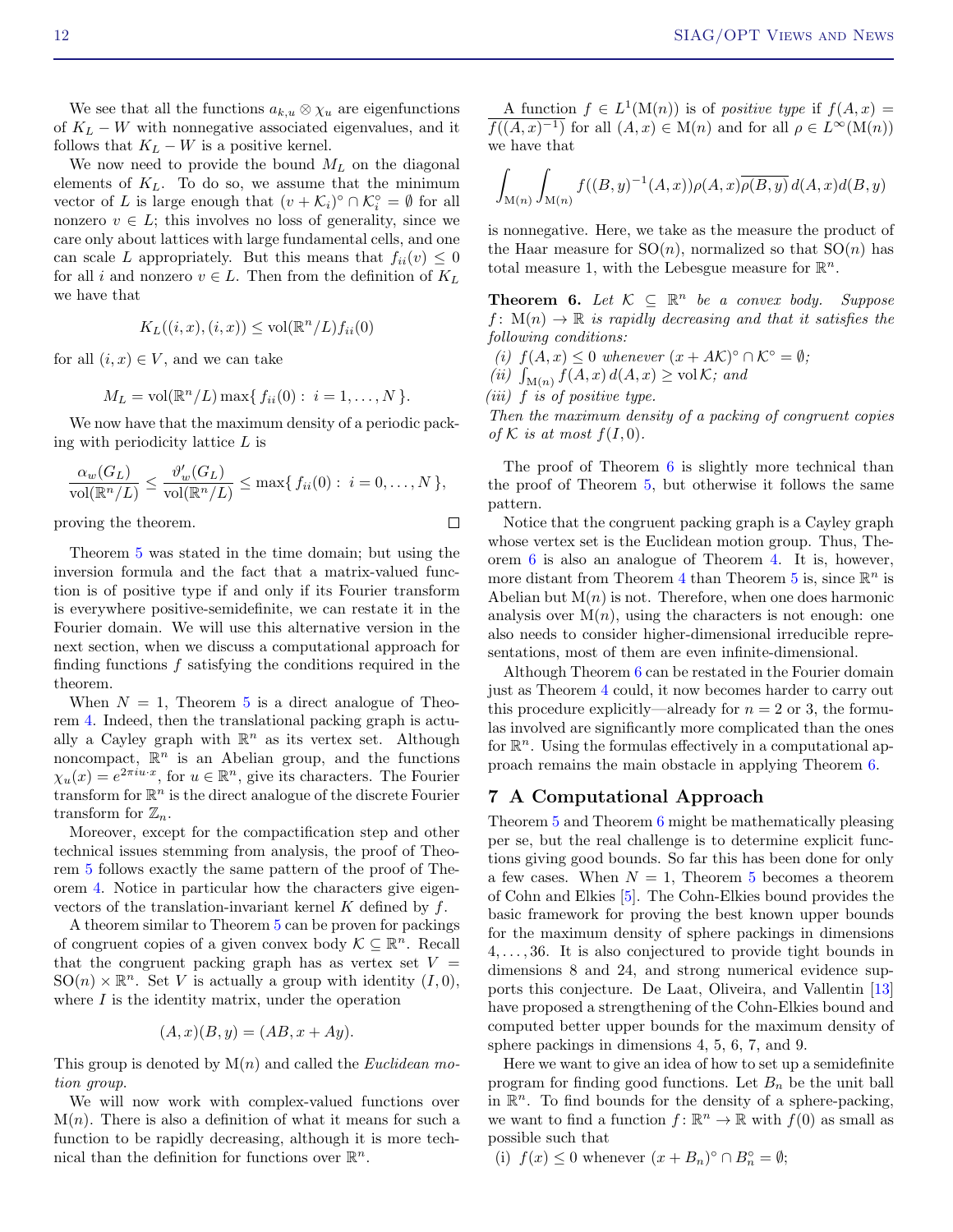We see that all the functions $a_{k,u} \otimes \chi_u$ are eigenfunctions of $K_L - W$ with nonnegative associated eigenvalues, and it follows that $K_L - W$ is a positive kernel.

We now need to provide the bound $M_L$ on the diagonal elements of $K_L$. To do so, we assume that the minimum vector of $L$ is large enough that $(v + \mathcal{K}_i)^\circ \cap \mathcal{K}_i^\circ = \emptyset$ for all nonzero $v \in L$; this involves no loss of generality, since we care only about lattices with large fundamental cells, and one can scale $L$ appropriately. But this means that $f_{ii}(v) \leq 0$ for all $i$ and nonzero $v \in L$. Then from the definition of $K_L$ we have that

$$K_L((i,x),(i,x)) \leq \mathrm{vol}(\mathbb{R}^n/L) f_{ii}(0)$$

for all $(i,x) \in V$, and we can take

$$M_L = \mathrm{vol}(\mathbb{R}^n/L) \max\{\, f_{ii}(0) : \, i = 1, \ldots, N \,\}.$$

We now have that the maximum density of a periodic packing with periodicity lattice $L$ is

$$\frac{\alpha_w(G_L)}{\mathrm{vol}(\mathbb{R}^n/L)} \leq \frac{\vartheta'_w(G_L)}{\mathrm{vol}(\mathbb{R}^n/L)} \leq \max\{\, f_{ii}(0) : \, i = 0, \ldots, N \,\},$$

proving the theorem. □

Theorem 5 was stated in the time domain; but using the inversion formula and the fact that a matrix-valued function is of positive type if and only if its Fourier transform is everywhere positive-semidefinite, we can restate it in the Fourier domain. We will use this alternative version in the next section, when we discuss a computational approach for finding functions $f$ satisfying the conditions required in the theorem.

When $N = 1$, Theorem 5 is a direct analogue of Theorem 4. Indeed, then the translational packing graph is actually a Cayley graph with $\mathbb{R}^n$ as its vertex set. Although noncompact, $\mathbb{R}^n$ is an Abelian group, and the functions $\chi_u(x) = e^{2\pi i u \cdot x}$, for $u \in \mathbb{R}^n$, give its characters. The Fourier transform for $\mathbb{R}^n$ is the direct analogue of the discrete Fourier transform for $\mathbb{Z}_n$.

Moreover, except for the compactification step and other technical issues stemming from analysis, the proof of Theorem 5 follows exactly the same pattern of the proof of Theorem 4. Notice in particular how the characters give eigenvectors of the translation-invariant kernel $K$ defined by $f$.

A theorem similar to Theorem 5 can be proven for packings of congruent copies of a given convex body $\mathcal{K} \subseteq \mathbb{R}^n$. Recall that the congruent packing graph has as vertex set $V = \mathrm{SO}(n) \times \mathbb{R}^n$. Set $V$ is actually a group with identity $(I, 0)$, where $I$ is the identity matrix, under the operation

$$(A,x)(B,y) = (AB, x + Ay).$$

This group is denoted by $\mathrm{M}(n)$ and called the *Euclidean motion group*.

We will now work with complex-valued functions over $\mathrm{M}(n)$. There is also a definition of what it means for such a function to be rapidly decreasing, although it is more technical than the definition for functions over $\mathbb{R}^n$.

A function $f \in L^1(\mathrm{M}(n))$ is of *positive type* if $f(A,x) = \overline{f((A,x)^{-1})}$ for all $(A,x) \in \mathrm{M}(n)$ and for all $\rho \in L^\infty(\mathrm{M}(n))$ we have that

$$\int_{\mathrm{M}(n)} \int_{\mathrm{M}(n)} f((B,y)^{-1}(A,x)) \rho(A,x) \overline{\rho(B,y)} \, d(A,x) d(B,y)$$

is nonnegative. Here, we take as the measure the product of the Haar measure for $\mathrm{SO}(n)$, normalized so that $\mathrm{SO}(n)$ has total measure 1, with the Lebesgue measure for $\mathbb{R}^n$.

**Theorem 6.** *Let $\mathcal{K} \subseteq \mathbb{R}^n$ be a convex body. Suppose $f\colon \mathrm{M}(n) \to \mathbb{R}$ is rapidly decreasing and that it satisfies the following conditions:*

*(i) $f(A,x) \leq 0$ whenever $(x + A\mathcal{K})^\circ \cap \mathcal{K}^\circ = \emptyset$;*

*(ii) $\int_{\mathrm{M}(n)} f(A,x) \, d(A,x) \geq \mathrm{vol}\,\mathcal{K}$; and*

*(iii) $f$ is of positive type.*

*Then the maximum density of a packing of congruent copies of $\mathcal{K}$ is at most $f(I, 0)$.*

The proof of Theorem 6 is slightly more technical than the proof of Theorem 5, but otherwise it follows the same pattern.

Notice that the congruent packing graph is a Cayley graph whose vertex set is the Euclidean motion group. Thus, Theorem 6 is also an analogue of Theorem 4. It is, however, more distant from Theorem 4 than Theorem 5 is, since $\mathbb{R}^n$ is Abelian but $\mathrm{M}(n)$ is not. Therefore, when one does harmonic analysis over $\mathrm{M}(n)$, using the characters is not enough: one also needs to consider higher-dimensional irreducible representations, most of them are even infinite-dimensional.

Although Theorem 6 can be restated in the Fourier domain just as Theorem 4 could, it now becomes harder to carry out this procedure explicitly—already for $n = 2$ or 3, the formulas involved are significantly more complicated than the ones for $\mathbb{R}^n$. Using the formulas effectively in a computational approach remains the main obstacle in applying Theorem 6.

## 7 A Computational Approach

Theorem 5 and Theorem 6 might be mathematically pleasing per se, but the real challenge is to determine explicit functions giving good bounds. So far this has been done for only a few cases. When $N = 1$, Theorem 5 becomes a theorem of Cohn and Elkies [5]. The Cohn-Elkies bound provides the basic framework for proving the best known upper bounds for the maximum density of sphere packings in dimensions $4, \ldots, 36$. It is also conjectured to provide tight bounds in dimensions 8 and 24, and strong numerical evidence supports this conjecture. De Laat, Oliveira, and Vallentin [13] have proposed a strengthening of the Cohn-Elkies bound and computed better upper bounds for the maximum density of sphere packings in dimensions 4, 5, 6, 7, and 9.

Here we want to give an idea of how to set up a semidefinite program for finding good functions. Let $B_n$ be the unit ball in $\mathbb{R}^n$. To find bounds for the density of a sphere-packing, we want to find a function $f\colon \mathbb{R}^n \to \mathbb{R}$ with $f(0)$ as small as possible such that

(i) $f(x) \leq 0$ whenever $(x + B_n)^\circ \cap B_n^\circ = \emptyset$;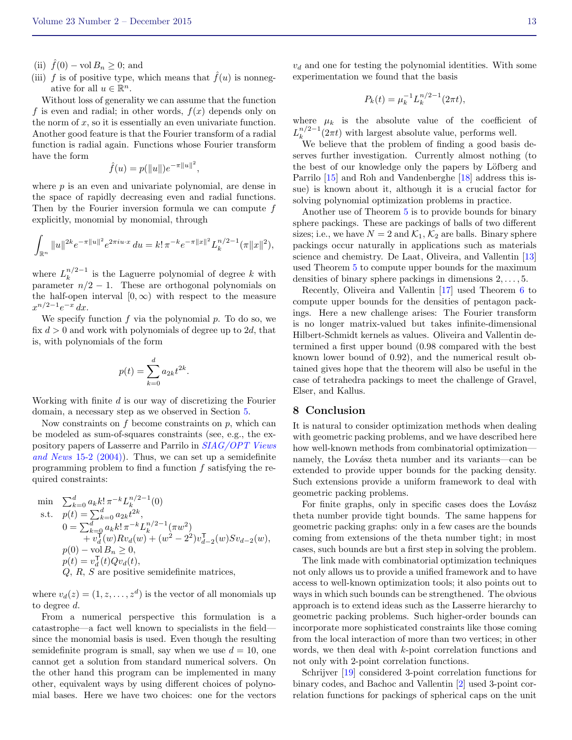(ii) $\hat{f}(0) - \operatorname{vol} B_n \geq 0$; and

(iii) $f$ is of positive type, which means that $\hat{f}(u)$ is nonnegative for all $u \in \mathbb{R}^n$.

Without loss of generality we can assume that the function $f$ is even and radial; in other words, $f(x)$ depends only on the norm of $x$, so it is essentially an even univariate function. Another good feature is that the Fourier transform of a radial function is radial again. Functions whose Fourier transform have the form

$$\hat{f}(u) = p(\|u\|)e^{-\pi\|u\|^2},$$

where $p$ is an even and univariate polynomial, are dense in the space of rapidly decreasing even and radial functions. Then by the Fourier inversion formula we can compute $f$ explicitly, monomial by monomial, through

$$\int_{\mathbb{R}^n} \|u\|^{2k} e^{-\pi\|u\|^2} e^{2\pi i u \cdot x}\, du = k!\, \pi^{-k} e^{-\pi\|x\|^2} L_k^{n/2-1}(\pi\|x\|^2),$$

where $L_k^{n/2-1}$ is the Laguerre polynomial of degree $k$ with parameter $n/2 - 1$. These are orthogonal polynomials on the half-open interval $[0, \infty)$ with respect to the measure $x^{n/2-1}e^{-x}\, dx$.

We specify function $f$ via the polynomial $p$. To do so, we fix $d > 0$ and work with polynomials of degree up to $2d$, that is, with polynomials of the form

$$p(t) = \sum_{k=0}^{d} a_{2k} t^{2k}.$$

Working with finite $d$ is our way of discretizing the Fourier domain, a necessary step as we observed in Section 5.

Now constraints on $f$ become constraints on $p$, which can be modeled as sum-of-squares constraints (see, e.g., the expository papers of Lasserre and Parrilo in *SIAG/OPT Views and News* 15-2 (2004)). Thus, we can set up a semidefinite programming problem to find a function $f$ satisfying the required constraints:

$$\begin{array}{ll} \min & \sum_{k=0}^{d} a_k k!\, \pi^{-k} L_k^{n/2-1}(0) \\ \text{s.t.} & p(t) = \sum_{k=0}^{d} a_{2k} t^{2k}, \\ & 0 = \sum_{k=0}^{d} a_k k!\, \pi^{-k} L_k^{n/2-1}(\pi w^2) \\ & \quad + v_d^{\mathsf{T}}(w) R v_d(w) + (w^2 - 2^2) v_{d-2}^{\mathsf{T}}(w) S v_{d-2}(w), \\ & p(0) - \operatorname{vol} B_n \geq 0, \\ & p(t) = v_d^{\mathsf{T}}(t) Q v_d(t), \\ & Q,\ R,\ S \text{ are positive semidefinite matrices,} \end{array}$$

where $v_d(z) = (1, z, \ldots, z^d)$ is the vector of all monomials up to degree $d$.

From a numerical perspective this formulation is a catastrophe—a fact well known to specialists in the field—since the monomial basis is used. Even though the resulting semidefinite program is small, say when we use $d = 10$, one cannot get a solution from standard numerical solvers. On the other hand this program can be implemented in many other, equivalent ways by using different choices of polynomial bases. Here we have two choices: one for the vectors $v_d$ and one for testing the polynomial identities. With some experimentation we found that the basis

$$P_k(t) = \mu_k^{-1} L_k^{n/2-1}(2\pi t),$$

where $\mu_k$ is the absolute value of the coefficient of $L_k^{n/2-1}(2\pi t)$ with largest absolute value, performs well.

We believe that the problem of finding a good basis deserves further investigation. Currently almost nothing (to the best of our knowledge only the papers by Löfberg and Parrilo [15] and Roh and Vandenberghe [18] address this issue) is known about it, although it is a crucial factor for solving polynomial optimization problems in practice.

Another use of Theorem 5 is to provide bounds for binary sphere packings. These are packings of balls of two different sizes; i.e., we have $N = 2$ and $\mathcal{K}_1, \mathcal{K}_2$ are balls. Binary sphere packings occur naturally in applications such as materials science and chemistry. De Laat, Oliveira, and Vallentin [13] used Theorem 5 to compute upper bounds for the maximum densities of binary sphere packings in dimensions $2, \ldots, 5$.

Recently, Oliveira and Vallentin [17] used Theorem 6 to compute upper bounds for the densities of pentagon packings. Here a new challenge arises: The Fourier transform is no longer matrix-valued but takes infinite-dimensional Hilbert-Schmidt kernels as values. Oliveira and Vallentin determined a first upper bound (0.98 compared with the best known lower bound of 0.92), and the numerical result obtained gives hope that the theorem will also be useful in the case of tetrahedra packings to meet the challenge of Gravel, Elser, and Kallus.

## 8 Conclusion

It is natural to consider optimization methods when dealing with geometric packing problems, and we have described here how well-known methods from combinatorial optimization—namely, the Lovász theta number and its variants—can be extended to provide upper bounds for the packing density. Such extensions provide a uniform framework to deal with geometric packing problems.

For finite graphs, only in specific cases does the Lovász theta number provide tight bounds. The same happens for geometric packing graphs: only in a few cases are the bounds coming from extensions of the theta number tight; in most cases, such bounds are but a first step in solving the problem.

The link made with combinatorial optimization techniques not only allows us to provide a unified framework and to have access to well-known optimization tools; it also points out to ways in which such bounds can be strengthened. The obvious approach is to extend ideas such as the Lasserre hierarchy to geometric packing problems. Such higher-order bounds can incorporate more sophisticated constraints like those coming from the local interaction of more than two vertices; in other words, we then deal with $k$-point correlation functions and not only with 2-point correlation functions.

Schrijver [19] considered 3-point correlation functions for binary codes, and Bachoc and Vallentin [2] used 3-point correlation functions for packings of spherical caps on the unit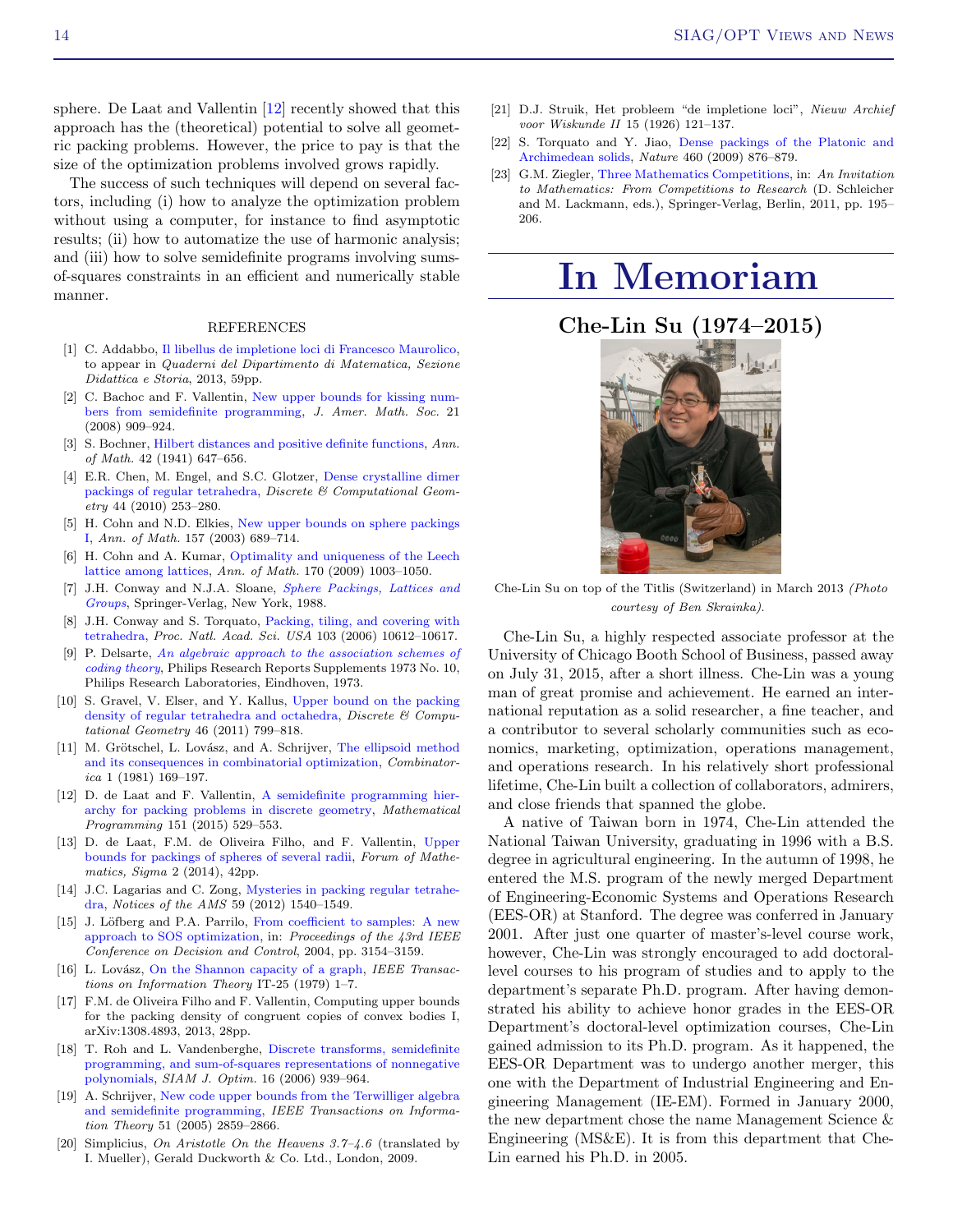sphere. De Laat and Vallentin [12] recently showed that this approach has the (theoretical) potential to solve all geometric packing problems. However, the price to pay is that the size of the optimization problems involved grows rapidly.

The success of such techniques will depend on several factors, including (i) how to analyze the optimization problem without using a computer, for instance to find asymptotic results; (ii) how to automatize the use of harmonic analysis; and (iii) how to solve semidefinite programs involving sums-of-squares constraints in an efficient and numerically stable manner.

REFERENCES

[1] C. Addabbo, Il libellus de impletione loci di Francesco Maurolico, to appear in *Quaderni del Dipartimento di Matematica, Sezione Didattica e Storia*, 2013, 59pp.

[2] C. Bachoc and F. Vallentin, New upper bounds for kissing numbers from semidefinite programming, *J. Amer. Math. Soc.* 21 (2008) 909–924.

[3] S. Bochner, Hilbert distances and positive definite functions, *Ann. of Math.* 42 (1941) 647–656.

[4] E.R. Chen, M. Engel, and S.C. Glotzer, Dense crystalline dimer packings of regular tetrahedra, *Discrete & Computational Geometry* 44 (2010) 253–280.

[5] H. Cohn and N.D. Elkies, New upper bounds on sphere packings I, *Ann. of Math.* 157 (2003) 689–714.

[6] H. Cohn and A. Kumar, Optimality and uniqueness of the Leech lattice among lattices, *Ann. of Math.* 170 (2009) 1003–1050.

[7] J.H. Conway and N.J.A. Sloane, *Sphere Packings, Lattices and Groups*, Springer-Verlag, New York, 1988.

[8] J.H. Conway and S. Torquato, Packing, tiling, and covering with tetrahedra, *Proc. Natl. Acad. Sci. USA* 103 (2006) 10612–10617.

[9] P. Delsarte, *An algebraic approach to the association schemes of coding theory*, Philips Research Reports Supplements 1973 No. 10, Philips Research Laboratories, Eindhoven, 1973.

[10] S. Gravel, V. Elser, and Y. Kallus, Upper bound on the packing density of regular tetrahedra and octahedra, *Discrete & Computational Geometry* 46 (2011) 799–818.

[11] M. Grötschel, L. Lovász, and A. Schrijver, The ellipsoid method and its consequences in combinatorial optimization, *Combinatorica* 1 (1981) 169–197.

[12] D. de Laat and F. Vallentin, A semidefinite programming hierarchy for packing problems in discrete geometry, *Mathematical Programming* 151 (2015) 529–553.

[13] D. de Laat, F.M. de Oliveira Filho, and F. Vallentin, Upper bounds for packings of spheres of several radii, *Forum of Mathematics, Sigma* 2 (2014), 42pp.

[14] J.C. Lagarias and C. Zong, Mysteries in packing regular tetrahedra, *Notices of the AMS* 59 (2012) 1540–1549.

[15] J. Löfberg and P.A. Parrilo, From coefficient to samples: A new approach to SOS optimization, in: *Proceedings of the 43rd IEEE Conference on Decision and Control*, 2004, pp. 3154–3159.

[16] L. Lovász, On the Shannon capacity of a graph, *IEEE Transactions on Information Theory* IT-25 (1979) 1–7.

[17] F.M. de Oliveira Filho and F. Vallentin, Computing upper bounds for the packing density of congruent copies of convex bodies I, arXiv:1308.4893, 2013, 28pp.

[18] T. Roh and L. Vandenberghe, Discrete transforms, semidefinite programming, and sum-of-squares representations of nonnegative polynomials, *SIAM J. Optim.* 16 (2006) 939–964.

[19] A. Schrijver, New code upper bounds from the Terwilliger algebra and semidefinite programming, *IEEE Transactions on Information Theory* 51 (2005) 2859–2866.

[20] Simplicius, *On Aristotle On the Heavens 3.7–4.6* (translated by I. Mueller), Gerald Duckworth & Co. Ltd., London, 2009.

[21] D.J. Struik, Het probleem "de impletione loci", *Nieuw Archief voor Wiskunde II* 15 (1926) 121–137.

[22] S. Torquato and Y. Jiao, Dense packings of the Platonic and Archimedean solids, *Nature* 460 (2009) 876–879.

[23] G.M. Ziegler, Three Mathematics Competitions, in: *An Invitation to Mathematics: From Competitions to Research* (D. Schleicher and M. Lackmann, eds.), Springer-Verlag, Berlin, 2011, pp. 195–206.

# In Memoriam

## Che-Lin Su (1974–2015)

Che-Lin Su on top of the Titlis (Switzerland) in March 2013 *(Photo courtesy of Ben Skrainka).*

Che-Lin Su, a highly respected associate professor at the University of Chicago Booth School of Business, passed away on July 31, 2015, after a short illness. Che-Lin was a young man of great promise and achievement. He earned an international reputation as a solid researcher, a fine teacher, and a contributor to several scholarly communities such as economics, marketing, optimization, operations management, and operations research. In his relatively short professional lifetime, Che-Lin built a collection of collaborators, admirers, and close friends that spanned the globe.

A native of Taiwan born in 1974, Che-Lin attended the National Taiwan University, graduating in 1996 with a B.S. degree in agricultural engineering. In the autumn of 1998, he entered the M.S. program of the newly merged Department of Engineering-Economic Systems and Operations Research (EES-OR) at Stanford. The degree was conferred in January 2001. After just one quarter of master's-level course work, however, Che-Lin was strongly encouraged to add doctoral-level courses to his program of studies and to apply to the department's separate Ph.D. program. After having demonstrated his ability to achieve honor grades in the EES-OR Department's doctoral-level optimization courses, Che-Lin gained admission to its Ph.D. program. As it happened, the EES-OR Department was to undergo another merger, this one with the Department of Industrial Engineering and Engineering Management (IE-EM). Formed in January 2000, the new department chose the name Management Science & Engineering (MS&E). It is from this department that Che-Lin earned his Ph.D. in 2005.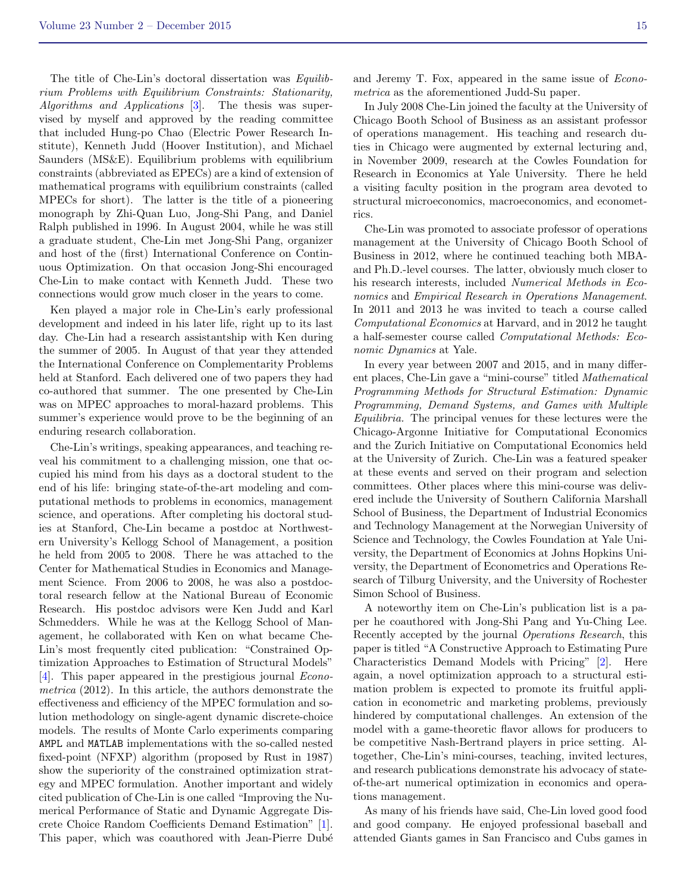The title of Che-Lin's doctoral dissertation was *Equilibrium Problems with Equilibrium Constraints: Stationarity, Algorithms and Applications* [3]. The thesis was supervised by myself and approved by the reading committee that included Hung-po Chao (Electric Power Research Institute), Kenneth Judd (Hoover Institution), and Michael Saunders (MS&E). Equilibrium problems with equilibrium constraints (abbreviated as EPECs) are a kind of extension of mathematical programs with equilibrium constraints (called MPECs for short). The latter is the title of a pioneering monograph by Zhi-Quan Luo, Jong-Shi Pang, and Daniel Ralph published in 1996. In August 2004, while he was still a graduate student, Che-Lin met Jong-Shi Pang, organizer and host of the (first) International Conference on Continuous Optimization. On that occasion Jong-Shi encouraged Che-Lin to make contact with Kenneth Judd. These two connections would grow much closer in the years to come.

Ken played a major role in Che-Lin's early professional development and indeed in his later life, right up to its last day. Che-Lin had a research assistantship with Ken during the summer of 2005. In August of that year they attended the International Conference on Complementarity Problems held at Stanford. Each delivered one of two papers they had co-authored that summer. The one presented by Che-Lin was on MPEC approaches to moral-hazard problems. This summer's experience would prove to be the beginning of an enduring research collaboration.

Che-Lin's writings, speaking appearances, and teaching reveal his commitment to a challenging mission, one that occupied his mind from his days as a doctoral student to the end of his life: bringing state-of-the-art modeling and computational methods to problems in economics, management science, and operations. After completing his doctoral studies at Stanford, Che-Lin became a postdoc at Northwestern University's Kellogg School of Management, a position he held from 2005 to 2008. There he was attached to the Center for Mathematical Studies in Economics and Management Science. From 2006 to 2008, he was also a postdoctoral research fellow at the National Bureau of Economic Research. His postdoc advisors were Ken Judd and Karl Schmedders. While he was at the Kellogg School of Management, he collaborated with Ken on what became Che-Lin's most frequently cited publication: "Constrained Optimization Approaches to Estimation of Structural Models" [4]. This paper appeared in the prestigious journal *Econometrica* (2012). In this article, the authors demonstrate the effectiveness and efficiency of the MPEC formulation and solution methodology on single-agent dynamic discrete-choice models. The results of Monte Carlo experiments comparing `AMPL` and `MATLAB` implementations with the so-called nested fixed-point (NFXP) algorithm (proposed by Rust in 1987) show the superiority of the constrained optimization strategy and MPEC formulation. Another important and widely cited publication of Che-Lin is one called "Improving the Numerical Performance of Static and Dynamic Aggregate Discrete Choice Random Coefficients Demand Estimation" [1]. This paper, which was coauthored with Jean-Pierre Dubé and Jeremy T. Fox, appeared in the same issue of *Econometrica* as the aforementioned Judd-Su paper.

In July 2008 Che-Lin joined the faculty at the University of Chicago Booth School of Business as an assistant professor of operations management. His teaching and research duties in Chicago were augmented by external lecturing and, in November 2009, research at the Cowles Foundation for Research in Economics at Yale University. There he held a visiting faculty position in the program area devoted to structural microeconomics, macroeconomics, and econometrics.

Che-Lin was promoted to associate professor of operations management at the University of Chicago Booth School of Business in 2012, where he continued teaching both MBA- and Ph.D.-level courses. The latter, obviously much closer to his research interests, included *Numerical Methods in Economics* and *Empirical Research in Operations Management*. In 2011 and 2013 he was invited to teach a course called *Computational Economics* at Harvard, and in 2012 he taught a half-semester course called *Computational Methods: Economic Dynamics* at Yale.

In every year between 2007 and 2015, and in many different places, Che-Lin gave a "mini-course" titled *Mathematical Programming Methods for Structural Estimation: Dynamic Programming, Demand Systems, and Games with Multiple Equilibria*. The principal venues for these lectures were the Chicago-Argonne Initiative for Computational Economics and the Zurich Initiative on Computational Economics held at the University of Zurich. Che-Lin was a featured speaker at these events and served on their program and selection committees. Other places where this mini-course was delivered include the University of Southern California Marshall School of Business, the Department of Industrial Economics and Technology Management at the Norwegian University of Science and Technology, the Cowles Foundation at Yale University, the Department of Economics at Johns Hopkins University, the Department of Econometrics and Operations Research of Tilburg University, and the University of Rochester Simon School of Business.

A noteworthy item on Che-Lin's publication list is a paper he coauthored with Jong-Shi Pang and Yu-Ching Lee. Recently accepted by the journal *Operations Research*, this paper is titled "A Constructive Approach to Estimating Pure Characteristics Demand Models with Pricing" [2]. Here again, a novel optimization approach to a structural estimation problem is expected to promote its fruitful application in econometric and marketing problems, previously hindered by computational challenges. An extension of the model with a game-theoretic flavor allows for producers to be competitive Nash-Bertrand players in price setting. Altogether, Che-Lin's mini-courses, teaching, invited lectures, and research publications demonstrate his advocacy of state-of-the-art numerical optimization in economics and operations management.

As many of his friends have said, Che-Lin loved good food and good company. He enjoyed professional baseball and attended Giants games in San Francisco and Cubs games in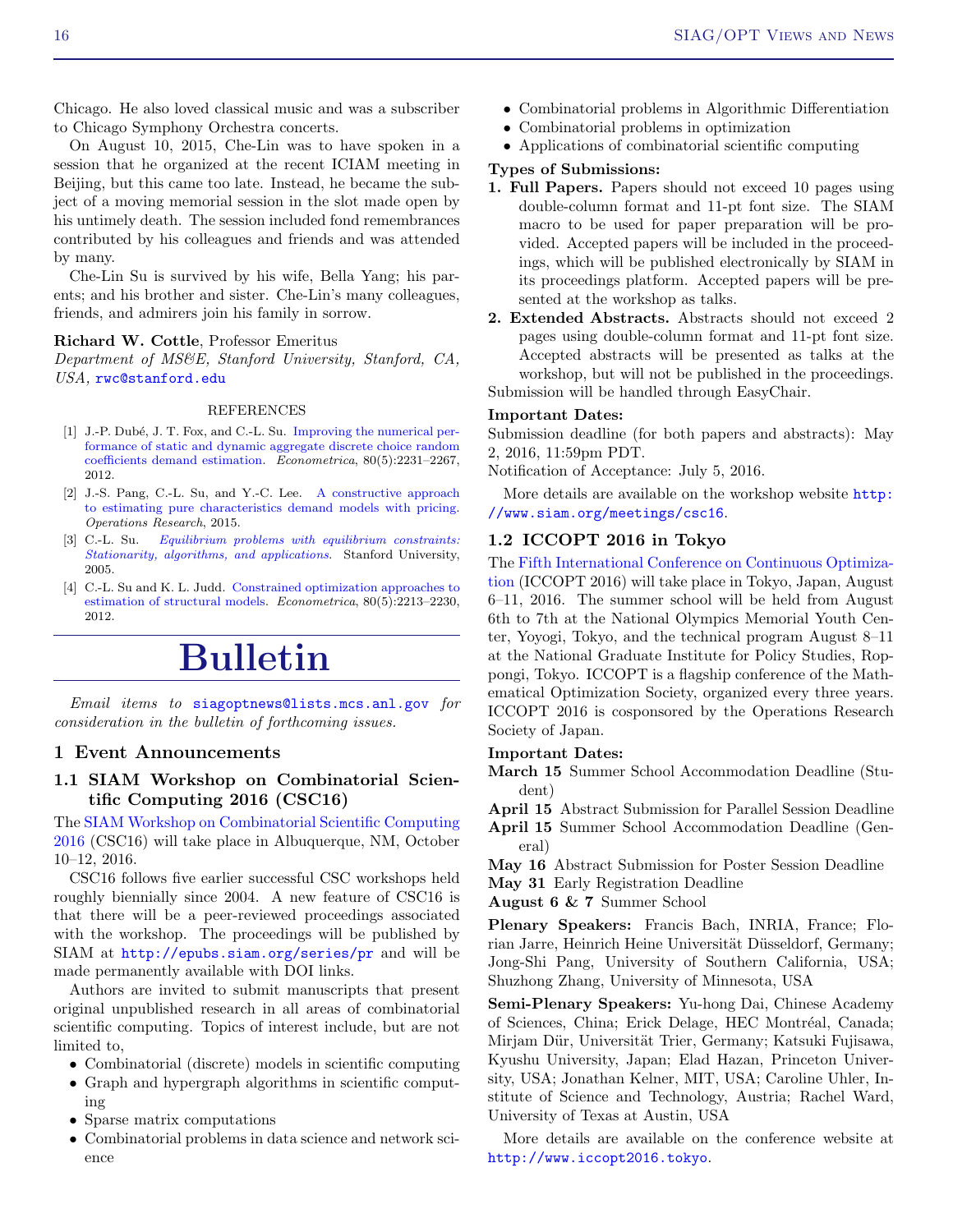Chicago. He also loved classical music and was a subscriber to Chicago Symphony Orchestra concerts.

On August 10, 2015, Che-Lin was to have spoken in a session that he organized at the recent ICIAM meeting in Beijing, but this came too late. Instead, he became the subject of a moving memorial session in the slot made open by his untimely death. The session included fond remembrances contributed by his colleagues and friends and was attended by many.

Che-Lin Su is survived by his wife, Bella Yang; his parents; and his brother and sister. Che-Lin's many colleagues, friends, and admirers join his family in sorrow.

**Richard W. Cottle**, Professor Emeritus
*Department of MS&E, Stanford University, Stanford, CA, USA,* rwc@stanford.edu

REFERENCES

[1] J.-P. Dubé, J. T. Fox, and C.-L. Su. Improving the numerical performance of static and dynamic aggregate discrete choice random coefficients demand estimation. *Econometrica*, 80(5):2231–2267, 2012.

[2] J.-S. Pang, C.-L. Su, and Y.-C. Lee. A constructive approach to estimating pure characteristics demand models with pricing. *Operations Research*, 2015.

[3] C.-L. Su. *Equilibrium problems with equilibrium constraints: Stationarity, algorithms, and applications*. Stanford University, 2005.

[4] C.-L. Su and K. L. Judd. Constrained optimization approaches to estimation of structural models. *Econometrica*, 80(5):2213–2230, 2012.

# Bulletin

*Email items to* siagoptnews@lists.mcs.anl.gov *for consideration in the bulletin of forthcoming issues.*

## 1 Event Announcements

### 1.1 SIAM Workshop on Combinatorial Scientific Computing 2016 (CSC16)

The SIAM Workshop on Combinatorial Scientific Computing 2016 (CSC16) will take place in Albuquerque, NM, October 10–12, 2016.

CSC16 follows five earlier successful CSC workshops held roughly biennially since 2004. A new feature of CSC16 is that there will be a peer-reviewed proceedings associated with the workshop. The proceedings will be published by SIAM at http://epubs.siam.org/series/pr and will be made permanently available with DOI links.

Authors are invited to submit manuscripts that present original unpublished research in all areas of combinatorial scientific computing. Topics of interest include, but are not limited to,

- Combinatorial (discrete) models in scientific computing
- Graph and hypergraph algorithms in scientific computing
- Sparse matrix computations
- Combinatorial problems in data science and network science
- Combinatorial problems in Algorithmic Differentiation
- Combinatorial problems in optimization
- Applications of combinatorial scientific computing

**Types of Submissions:**

1. **Full Papers.** Papers should not exceed 10 pages using double-column format and 11-pt font size. The SIAM macro to be used for paper preparation will be provided. Accepted papers will be included in the proceedings, which will be published electronically by SIAM in its proceedings platform. Accepted papers will be presented at the workshop as talks.
2. **Extended Abstracts.** Abstracts should not exceed 2 pages using double-column format and 11-pt font size. Accepted abstracts will be presented as talks at the workshop, but will not be published in the proceedings.

Submission will be handled through EasyChair.

**Important Dates:**
Submission deadline (for both papers and abstracts): May 2, 2016, 11:59pm PDT.
Notification of Acceptance: July 5, 2016.

More details are available on the workshop website http://www.siam.org/meetings/csc16.

### 1.2 ICCOPT 2016 in Tokyo

The Fifth International Conference on Continuous Optimization (ICCOPT 2016) will take place in Tokyo, Japan, August 6–11, 2016. The summer school will be held from August 6th to 7th at the National Olympics Memorial Youth Center, Yoyogi, Tokyo, and the technical program August 8–11 at the National Graduate Institute for Policy Studies, Roppongi, Tokyo. ICCOPT is a flagship conference of the Mathematical Optimization Society, organized every three years. ICCOPT 2016 is cosponsored by the Operations Research Society of Japan.

**Important Dates:**

**March 15** Summer School Accommodation Deadline (Student)

**April 15** Abstract Submission for Parallel Session Deadline

**April 15** Summer School Accommodation Deadline (General)

**May 16** Abstract Submission for Poster Session Deadline

**May 31** Early Registration Deadline

**August 6 & 7** Summer School

**Plenary Speakers:** Francis Bach, INRIA, France; Florian Jarre, Heinrich Heine Universität Düsseldorf, Germany; Jong-Shi Pang, University of Southern California, USA; Shuzhong Zhang, University of Minnesota, USA

**Semi-Plenary Speakers:** Yu-hong Dai, Chinese Academy of Sciences, China; Erick Delage, HEC Montréal, Canada; Mirjam Dür, Universität Trier, Germany; Katsuki Fujisawa, Kyushu University, Japan; Elad Hazan, Princeton University, USA; Jonathan Kelner, MIT, USA; Caroline Uhler, Institute of Science and Technology, Austria; Rachel Ward, University of Texas at Austin, USA

More details are available on the conference website at http://www.iccopt2016.tokyo.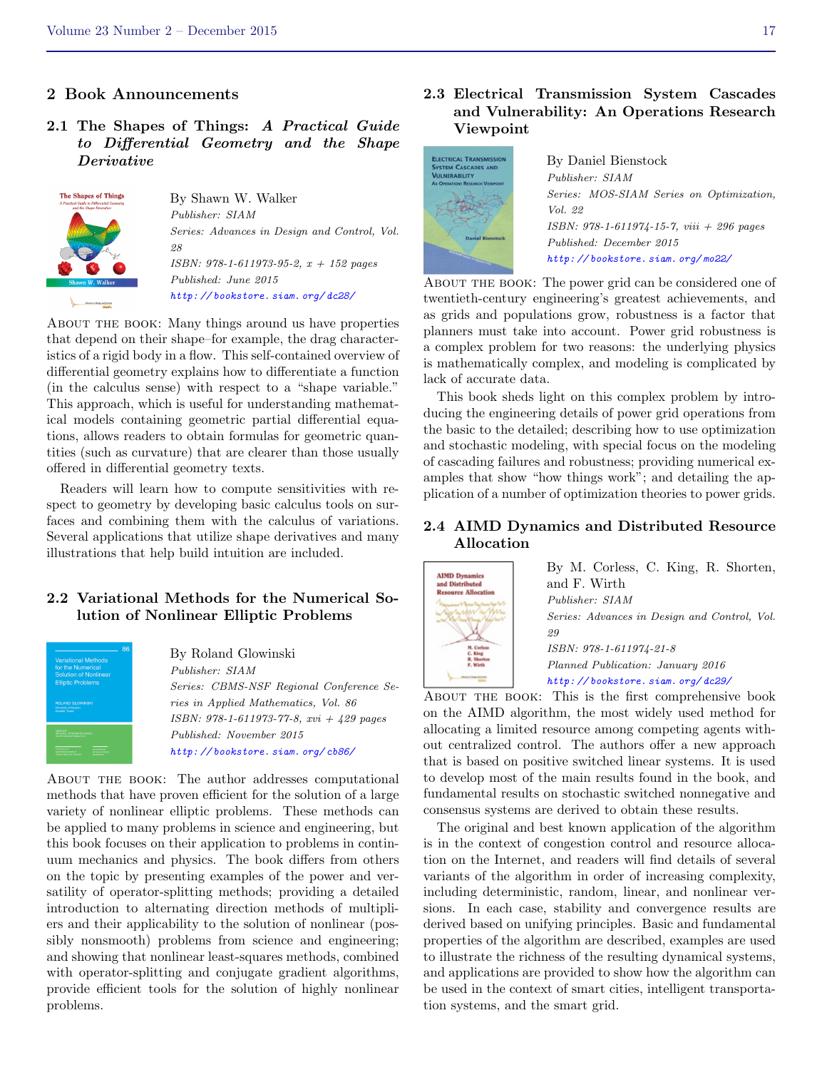## 2 Book Announcements

### 2.1 The Shapes of Things: *A Practical Guide to Differential Geometry and the Shape Derivative*

By Shawn W. Walker
*Publisher: SIAM*
*Series: Advances in Design and Control, Vol. 28*
*ISBN: 978-1-611973-95-2, x + 152 pages*
*Published: June 2015*
*http://bookstore.siam.org/dc28/*

About the book: Many things around us have properties that depend on their shape–for example, the drag characteristics of a rigid body in a flow. This self-contained overview of differential geometry explains how to differentiate a function (in the calculus sense) with respect to a "shape variable." This approach, which is useful for understanding mathematical models containing geometric partial differential equations, allows readers to obtain formulas for geometric quantities (such as curvature) that are clearer than those usually offered in differential geometry texts.

Readers will learn how to compute sensitivities with respect to geometry by developing basic calculus tools on surfaces and combining them with the calculus of variations. Several applications that utilize shape derivatives and many illustrations that help build intuition are included.

### 2.2 Variational Methods for the Numerical Solution of Nonlinear Elliptic Problems

By Roland Glowinski
*Publisher: SIAM*
*Series: CBMS-NSF Regional Conference Series in Applied Mathematics, Vol. 86*
*ISBN: 978-1-611973-77-8, xvi + 429 pages*
*Published: November 2015*
*http://bookstore.siam.org/cb86/*

About the book: The author addresses computational methods that have proven efficient for the solution of a large variety of nonlinear elliptic problems. These methods can be applied to many problems in science and engineering, but this book focuses on their application to problems in continuum mechanics and physics. The book differs from others on the topic by presenting examples of the power and versatility of operator-splitting methods; providing a detailed introduction to alternating direction methods of multipliers and their applicability to the solution of nonlinear (possibly nonsmooth) problems from science and engineering; and showing that nonlinear least-squares methods, combined with operator-splitting and conjugate gradient algorithms, provide efficient tools for the solution of highly nonlinear problems.

### 2.3 Electrical Transmission System Cascades and Vulnerability: An Operations Research Viewpoint

By Daniel Bienstock
*Publisher: SIAM*
*Series: MOS-SIAM Series on Optimization, Vol. 22*
*ISBN: 978-1-611974-15-7, viii + 296 pages*
*Published: December 2015*
*http://bookstore.siam.org/mo22/*

About the book: The power grid can be considered one of twentieth-century engineering's greatest achievements, and as grids and populations grow, robustness is a factor that planners must take into account. Power grid robustness is a complex problem for two reasons: the underlying physics is mathematically complex, and modeling is complicated by lack of accurate data.

This book sheds light on this complex problem by introducing the engineering details of power grid operations from the basic to the detailed; describing how to use optimization and stochastic modeling, with special focus on the modeling of cascading failures and robustness; providing numerical examples that show "how things work"; and detailing the application of a number of optimization theories to power grids.

### 2.4 AIMD Dynamics and Distributed Resource Allocation

By M. Corless, C. King, R. Shorten, and F. Wirth
*Publisher: SIAM*
*Series: Advances in Design and Control, Vol. 29*
*ISBN: 978-1-611974-21-8*
*Planned Publication: January 2016*
*http://bookstore.siam.org/dc29/*

About the book: This is the first comprehensive book on the AIMD algorithm, the most widely used method for allocating a limited resource among competing agents without centralized control. The authors offer a new approach that is based on positive switched linear systems. It is used to develop most of the main results found in the book, and fundamental results on stochastic switched nonnegative and consensus systems are derived to obtain these results.

The original and best known application of the algorithm is in the context of congestion control and resource allocation on the Internet, and readers will find details of several variants of the algorithm in order of increasing complexity, including deterministic, random, linear, and nonlinear versions. In each case, stability and convergence results are derived based on unifying principles. Basic and fundamental properties of the algorithm are described, examples are used to illustrate the richness of the resulting dynamical systems, and applications are provided to show how the algorithm can be used in the context of smart cities, intelligent transportation systems, and the smart grid.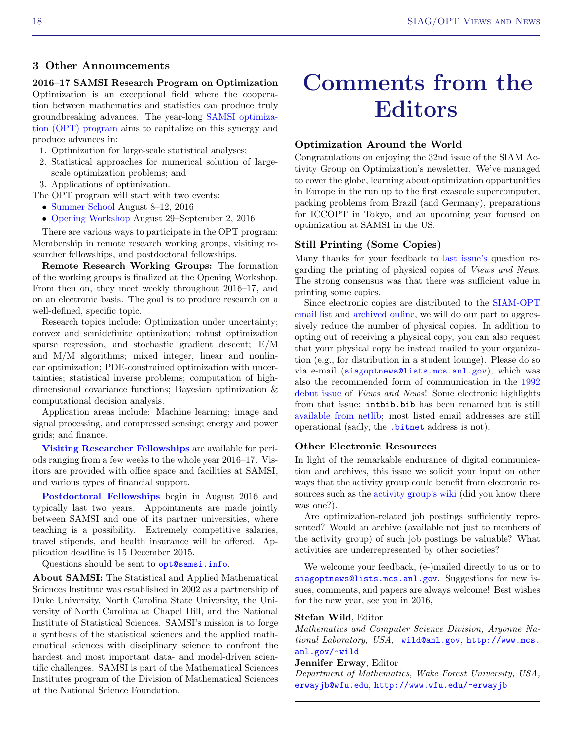## 3 Other Announcements

**2016–17 SAMSI Research Program on Optimization** Optimization is an exceptional field where the cooperation between mathematics and statistics can produce truly groundbreaking advances. The year-long SAMSI optimization (OPT) program aims to capitalize on this synergy and produce advances in:

1. Optimization for large-scale statistical analyses;
2. Statistical approaches for numerical solution of large-scale optimization problems; and
3. Applications of optimization.

The OPT program will start with two events:

- Summer School August 8–12, 2016
- Opening Workshop August 29–September 2, 2016

There are various ways to participate in the OPT program: Membership in remote research working groups, visiting researcher fellowships, and postdoctoral fellowships.

**Remote Research Working Groups:** The formation of the working groups is finalized at the Opening Workshop. From then on, they meet weekly throughout 2016–17, and on an electronic basis. The goal is to produce research on a well-defined, specific topic.

Research topics include: Optimization under uncertainty; convex and semidefinite optimization; robust optimization sparse regression, and stochastic gradient descent; E/M and M/M algorithms; mixed integer, linear and nonlinear optimization; PDE-constrained optimization with uncertainties; statistical inverse problems; computation of high-dimensional covariance functions; Bayesian optimization & computational decision analysis.

Application areas include: Machine learning; image and signal processing, and compressed sensing; energy and power grids; and finance.

**Visiting Researcher Fellowships** are available for periods ranging from a few weeks to the whole year 2016–17. Visitors are provided with office space and facilities at SAMSI, and various types of financial support.

**Postdoctoral Fellowships** begin in August 2016 and typically last two years. Appointments are made jointly between SAMSI and one of its partner universities, where teaching is a possibility. Extremely competitive salaries, travel stipends, and health insurance will be offered. Application deadline is 15 December 2015.

Questions should be sent to `opt@samsi.info`.

**About SAMSI:** The Statistical and Applied Mathematical Sciences Institute was established in 2002 as a partnership of Duke University, North Carolina State University, the University of North Carolina at Chapel Hill, and the National Institute of Statistical Sciences. SAMSI's mission is to forge a synthesis of the statistical sciences and the applied mathematical sciences with disciplinary science to confront the hardest and most important data- and model-driven scientific challenges. SAMSI is part of the Mathematical Sciences Institutes program of the Division of Mathematical Sciences at the National Science Foundation.

# Comments from the Editors

### Optimization Around the World

Congratulations on enjoying the 32nd issue of the SIAM Activity Group on Optimization's newsletter. We've managed to cover the globe, learning about optimization opportunities in Europe in the run up to the first exascale supercomputer, packing problems from Brazil (and Germany), preparations for ICCOPT in Tokyo, and an upcoming year focused on optimization at SAMSI in the US.

### Still Printing (Some Copies)

Many thanks for your feedback to last issue's question regarding the printing of physical copies of *Views and News*. The strong consensus was that there was sufficient value in printing some copies.

Since electronic copies are distributed to the SIAM-OPT email list and archived online, we will do our part to aggressively reduce the number of physical copies. In addition to opting out of receiving a physical copy, you can also request that your physical copy be instead mailed to your organization (e.g., for distribution in a student lounge). Please do so via e-mail (`siagoptnews@lists.mcs.anl.gov`), which was also the recommended form of communication in the 1992 debut issue of *Views and News*! Some electronic highlights from that issue: `intbib.bib` has been renamed but is still available from netlib; most listed email addresses are still operational (sadly, the `.bitnet` address is not).

### Other Electronic Resources

In light of the remarkable endurance of digital communication and archives, this issue we solicit your input on other ways that the activity group could benefit from electronic resources such as the activity group's wiki (did you know there was one?).

Are optimization-related job postings sufficiently represented? Would an archive (available not just to members of the activity group) of such job postings be valuable? What activities are underrepresented by other societies?

We welcome your feedback, (e-)mailed directly to us or to `siagoptnews@lists.mcs.anl.gov`. Suggestions for new issues, comments, and papers are always welcome! Best wishes for the new year, see you in 2016,

**Stefan Wild**, Editor
*Mathematics and Computer Science Division, Argonne National Laboratory, USA,* `wild@anl.gov`, `http://www.mcs.anl.gov/~wild`

**Jennifer Erway**, Editor
*Department of Mathematics, Wake Forest University, USA,* `erwayjb@wfu.edu`, `http://www.wfu.edu/~erwayjb`